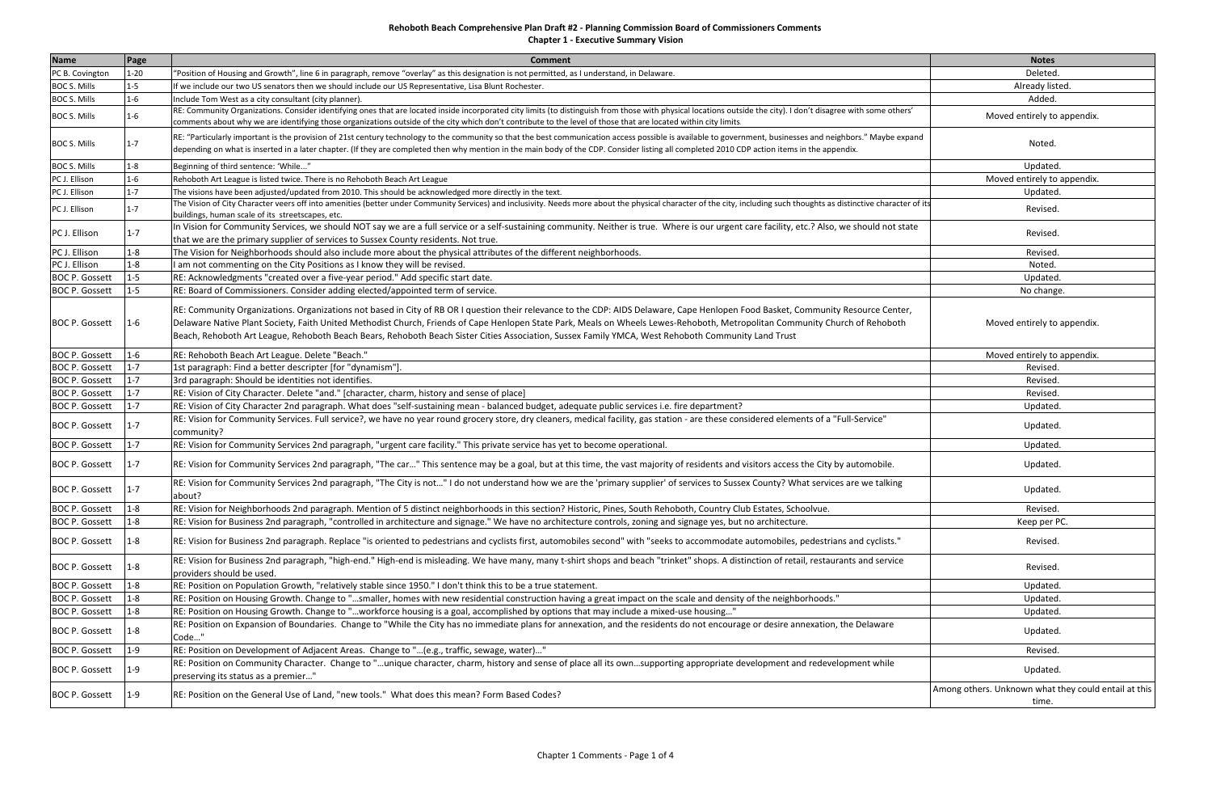# Rehoboth Beach Comprehensive Plan Draft #2 - Planning Commission Board of Commissioners Comments

## Chapter 1 - Executive Summary Vision

| Name | Page | Comment | Notes |
|---|---|---|---|
| PC B. Covington | 1-20 | "Position of Housing and Growth", line 6 in paragraph, remove "overlay" as this designation is not permitted, as I understand, in Delaware. | Deleted. |
| BOC S. Mills | 1-5 | If we include our two US senators then we should include our US Representative, Lisa Blunt Rochester. | Already listed. |
| BOC S. Mills | 1-6 | Include Tom West as a city consultant (city planner). | Added. |
| BOC S. Mills | 1-6 | RE: Community Organizations. Consider identifying ones that are located inside incorporated city limits (to distinguish from those with physical locations outside the city). I don't disagree with some others' comments about why we are identifying those organizations outside of the city which don't contribute to the level of those that are located within city limits | Moved entirely to appendix. |
| BOC S. Mills | 1-7 | RE: "Particularly important is the provision of 21st century technology to the community so that the best communication access possible is available to government, businesses and neighbors." Maybe expand depending on what is inserted in a later chapter. (If they are completed then why mention in the main body of the CDP. Consider listing all completed 2010 CDP action items in the appendix. | Noted. |
| BOC S. Mills | 1-8 | Beginning of third sentence: 'While…" | Updated. |
| PC J. Ellison | 1-6 | Rehoboth Art League is listed twice. There is no Rehoboth Beach Art League | Moved entirely to appendix. |
| PC J. Ellison | 1-7 | The visions have been adjusted/updated from 2010. This should be acknowledged more directly in the text. | Updated. |
| PC J. Ellison | 1-7 | The Vision of City Character veers off into amenities (better under Community Services) and inclusivity. Needs more about the physical character of the city, including such thoughts as distinctive character of its buildings, human scale of its streetscapes, etc. | Revised. |
| PC J. Ellison | 1-7 | In Vision for Community Services, we should NOT say we are a full service or a self-sustaining community. Neither is true. Where is our urgent care facility, etc.? Also, we should not state that we are the primary supplier of services to Sussex County residents. Not true. | Revised. |
| PC J. Ellison | 1-8 | The Vision for Neighborhoods should also include more about the physical attributes of the different neighborhoods. | Revised. |
| PC J. Ellison | 1-8 | I am not commenting on the City Positions as I know they will be revised. | Noted. |
| BOC P. Gossett | 1-5 | RE: Acknowledgments "created over a five-year period." Add specific start date. | Updated. |
| BOC P. Gossett | 1-5 | RE: Board of Commissioners. Consider adding elected/appointed term of service. | No change. |
| BOC P. Gossett | 1-6 | RE: Community Organizations. Organizations not based in City of RB OR I question their relevance to the CDP: AIDS Delaware, Cape Henlopen Food Basket, Community Resource Center, Delaware Native Plant Society, Faith United Methodist Church, Friends of Cape Henlopen State Park, Meals on Wheels Lewes-Rehoboth, Metropolitan Community Church of Rehoboth Beach, Rehoboth Art League, Rehoboth Beach Rehoboth Beach Sister Cities Association, Sussex Family YMCA, West Rehoboth Community Land Trust | Moved entirely to appendix. |
| BOC P. Gossett | 1-6 | RE: Rehoboth Beach Art League. Delete "Beach." | Moved entirely to appendix. |
| BOC P. Gossett | 1-7 | 1st paragraph: Find a better descripter [for "dynamism"]. | Revised. |
| BOC P. Gossett | 1-7 | 3rd paragraph: Should be identities not identifies. | Revised. |
| BOC P. Gossett | 1-7 | RE: Vision of City Character. Delete "and." [character, charm, history and sense of place] | Revised. |
| BOC P. Gossett | 1-7 | RE: Vision of City Character 2nd paragraph. What does "self-sustaining mean - balanced budget, adequate public services i.e. fire department? | Updated. |
| BOC P. Gossett | 1-7 | RE: Vision for Community Services. Full service?, we have no year round grocery store, dry cleaners, medical facility, gas station - are these considered elements of a "Full-Service" community? | Updated. |
| BOC P. Gossett | 1-7 | RE: Vision for Community Services 2nd paragraph, "urgent care facility." This private service has yet to become operational. | Updated. |
| BOC P. Gossett | 1-7 | RE: Vision for Community Services 2nd paragraph, "The car…" This sentence may be a goal, but at this time, the vast majority of residents and visitors access the City by automobile. | Updated. |
| BOC P. Gossett | 1-7 | RE: Vision for Community Services 2nd paragraph, "The City is not…" I do not understand how we are the 'primary supplier' of services to Sussex County? What services are we talking about? | Updated. |
| BOC P. Gossett | 1-8 | RE: Vision for Neighborhoods 2nd paragraph. Mention of 5 distinct neighborhoods in this section? Historic, Pines, South Rehoboth, Country Club Estates, Schoolvue. | Revised. |
| BOC P. Gossett | 1-8 | RE: Vision for Business 2nd paragraph, "controlled in architecture and signage." We have no architecture controls, zoning and signage yes, but no architecture. | Keep per PC. |
| BOC P. Gossett | 1-8 | RE: Vision for Business 2nd paragraph. Replace "is oriented to pedestrians and cyclists first, automobiles second" with "seeks to accommodate automobiles, pedestrians and cyclists." | Revised. |
| BOC P. Gossett | 1-8 | RE: Vision for Business 2nd paragraph, "high-end." High-end is misleading. We have many, many t-shirt shops and beach "trinket" shops. A distinction of retail, restaurants and service providers should be used. | Revised. |
| BOC P. Gossett | 1-8 | RE: Position on Population Growth, "relatively stable since 1950." I don't think this to be a true statement. | Updated. |
| BOC P. Gossett | 1-8 | RE: Position on Housing Growth. Change to "…smaller, homes with new residential construction having a great impact on the scale and density of the neighborhoods." | Updated. |
| BOC P. Gossett | 1-8 | RE: Position on Housing Growth. Change to "…workforce housing is a goal, accomplished by options that may include a mixed-use housing…" | Updated. |
| BOC P. Gossett | 1-8 | RE: Position on Expansion of Boundaries. Change to "While the City has no immediate plans for annexation, and the residents do not encourage or desire annexation, the Delaware Code…" | Updated. |
| BOC P. Gossett | 1-9 | RE: Position on Development of Adjacent Areas. Change to "…(e.g., traffic, sewage, water)…" | Revised. |
| BOC P. Gossett | 1-9 | RE: Position on Community Character. Change to "…unique character, charm, history and sense of place all its own…supporting appropriate development and redevelopment while preserving its status as a premier…" | Updated. |
| BOC P. Gossett | 1-9 | RE: Position on the General Use of Land, "new tools." What does this mean? Form Based Codes? | Among others. Unknown what they could entail at this time. |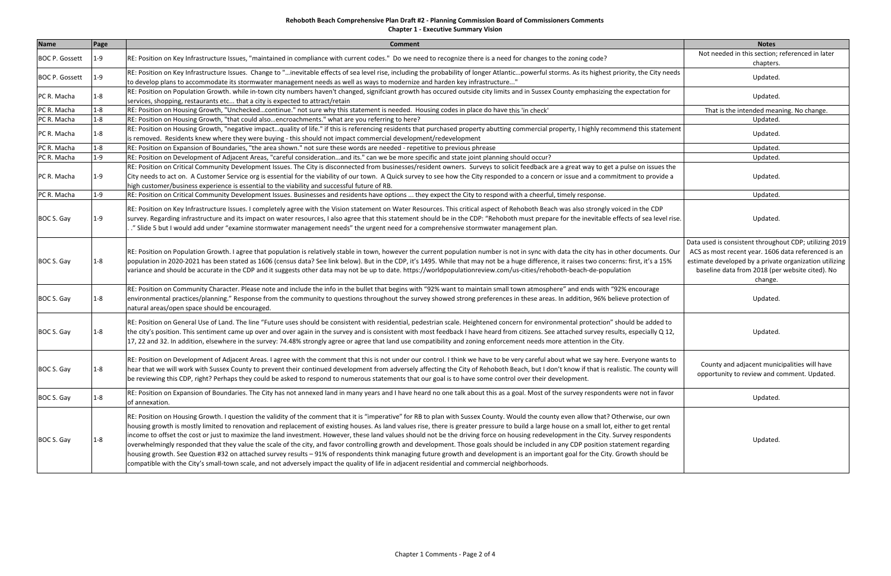# Rehoboth Beach Comprehensive Plan Draft #2 - Planning Commission Board of Commissioners Comments

## Chapter 1 - Executive Summary Vision

| Name | Page | Comment | Notes |
|---|---|---|---|
| BOC P. Gossett | 1-9 | RE: Position on Key Infrastructure Issues, "maintained in compliance with current codes." Do we need to recognize there is a need for changes to the zoning code? | Not needed in this section; referenced in later chapters. |
| BOC P. Gossett | 1-9 | RE: Position on Key Infrastructure Issues. Change to "...inevitable effects of sea level rise, including the probability of longer Atlantic...powerful storms. As its highest priority, the City needs to develop plans to accommodate its stormwater management needs as well as ways to modernize and harden key infrastructure..." | Updated. |
| PC R. Macha | 1-8 | RE: Position on Population Growth. while in-town city numbers haven't changed, signifciant growth has occured outside city limits and in Sussex County emphasizing the expectation for services, shopping, restaurants etc... that a city is expected to attract/retain | Updated. |
| PC R. Macha | 1-8 | RE: Position on Housing Growth, "Unchecked...continue." not sure why this statement is needed. Housing codes in place do have this 'in check' | That is the intended meaning. No change. |
| PC R. Macha | 1-8 | RE: Position on Housing Growth, "that could also...encroachments." what are you referring to here? | Updated. |
| PC R. Macha | 1-8 | RE: Position on Housing Growth, "negative impact...quality of life." if this is referencing residents that purchased property abutting commercial property, I highly recommend this statement is removed. Residents knew where they were buying - this should not impact commercial development/redevelopment | Updated. |
| PC R. Macha | 1-8 | RE: Position on Expansion of Boundaries, "the area shown." not sure these words are needed - repetitive to previous phrease | Updated. |
| PC R. Macha | 1-9 | RE: Position on Development of Adjacent Areas, "careful consideration...and its." can we be more specific and state joint planning should occur? | Updated. |
| PC R. Macha | 1-9 | RE: Position on Critical Community Development Issues. The City is disconnected from businesses/resident owners. Surveys to solicit feedback are a great way to get a pulse on issues the City needs to act on. A Customer Service org is essential for the viability of our town. A Quick survey to see how the City responded to a concern or issue and a commitment to provide a high customer/business experience is essential to the viability and successful future of RB. | Updated. |
| PC R. Macha | 1-9 | RE: Position on Critical Community Development Issues. Businesses and residents have options ... they expect the City to respond with a cheerful, timely response. | Updated. |
| BOC S. Gay | 1-9 | RE: Position on Key Infrastructure Issues. I completely agree with the Vision statement on Water Resources. This critical aspect of Rehoboth Beach was also strongly voiced in the CDP survey. Regarding infrastructure and its impact on water resources, I also agree that this statement should be in the CDP: "Rehoboth must prepare for the inevitable effects of sea level rise. . ." Slide 5 but I would add under "examine stormwater management needs" the urgent need for a comprehensive stormwater management plan. | Updated. |
| BOC S. Gay | 1-8 | RE: Position on Population Growth. I agree that population is relatively stable in town, however the current population number is not in sync with data the city has in other documents. Our population in 2020-2021 has been stated as 1606 (census data? See link below). But in the CDP, it's 1495. While that may not be a huge difference, it raises two concerns: first, it's a 15% variance and should be accurate in the CDP and it suggests other data may not be up to date. https://worldpopulationreview.com/us-cities/rehoboth-beach-de-population | Data used is consistent throughout CDP; utilizing 2019 ACS as most recent year. 1606 data referenced is an estimate developed by a private organization utilizing baseline data from 2018 (per website cited). No change. |
| BOC S. Gay | 1-8 | RE: Position on Community Character. Please note and include the info in the bullet that begins with "92% want to maintain small town atmosphere" and ends with "92% encourage environmental practices/planning." Response from the community to questions throughout the survey showed strong preferences in these areas. In addition, 96% believe protection of natural areas/open space should be encouraged. | Updated. |
| BOC S. Gay | 1-8 | RE: Position on General Use of Land. The line "Future uses should be consistent with residential, pedestrian scale. Heightened concern for environmental protection" should be added to the city's position. This sentiment came up over and over again in the survey and is consistent with most feedback I have heard from citizens. See attached survey results, especially Q 12, 17, 22 and 32. In addition, elsewhere in the survey: 74.48% strongly agree or agree that land use compatibility and zoning enforcement needs more attention in the City. | Updated. |
| BOC S. Gay | 1-8 | RE: Position on Development of Adjacent Areas. I agree with the comment that this is not under our control. I think we have to be very careful about what we say here. Everyone wants to hear that we will work with Sussex County to prevent their continued development from adversely affecting the City of Rehoboth Beach, but I don't know if that is realistic. The county will be reviewing this CDP, right? Perhaps they could be asked to respond to numerous statements that our goal is to have some control over their development. | County and adjacent municipalities will have opportunity to review and comment. Updated. |
| BOC S. Gay | 1-8 | RE: Position on Expansion of Boundaries. The City has not annexed land in many years and I have heard no one talk about this as a goal. Most of the survey respondents were not in favor of annexation. | Updated. |
| BOC S. Gay | 1-8 | RE: Position on Housing Growth. I question the validity of the comment that it is "imperative" for RB to plan with Sussex County. Would the county even allow that? Otherwise, our own housing growth is mostly limited to renovation and replacement of existing houses. As land values rise, there is greater pressure to build a large house on a small lot, either to get rental income to offset the cost or just to maximize the land investment. However, these land values should not be the driving force on housing redevelopment in the City. Survey respondents overwhelmingly responded that they value the scale of the city, and favor controlling growth and development. Those goals should be included in any CDP position statement regarding housing growth. See Question #32 on attached survey results – 91% of respondents think managing future growth and development is an important goal for the City. Growth should be compatible with the City's small-town scale, and not adversely impact the quality of life in adjacent residential and commercial neighborhoods. | Updated. |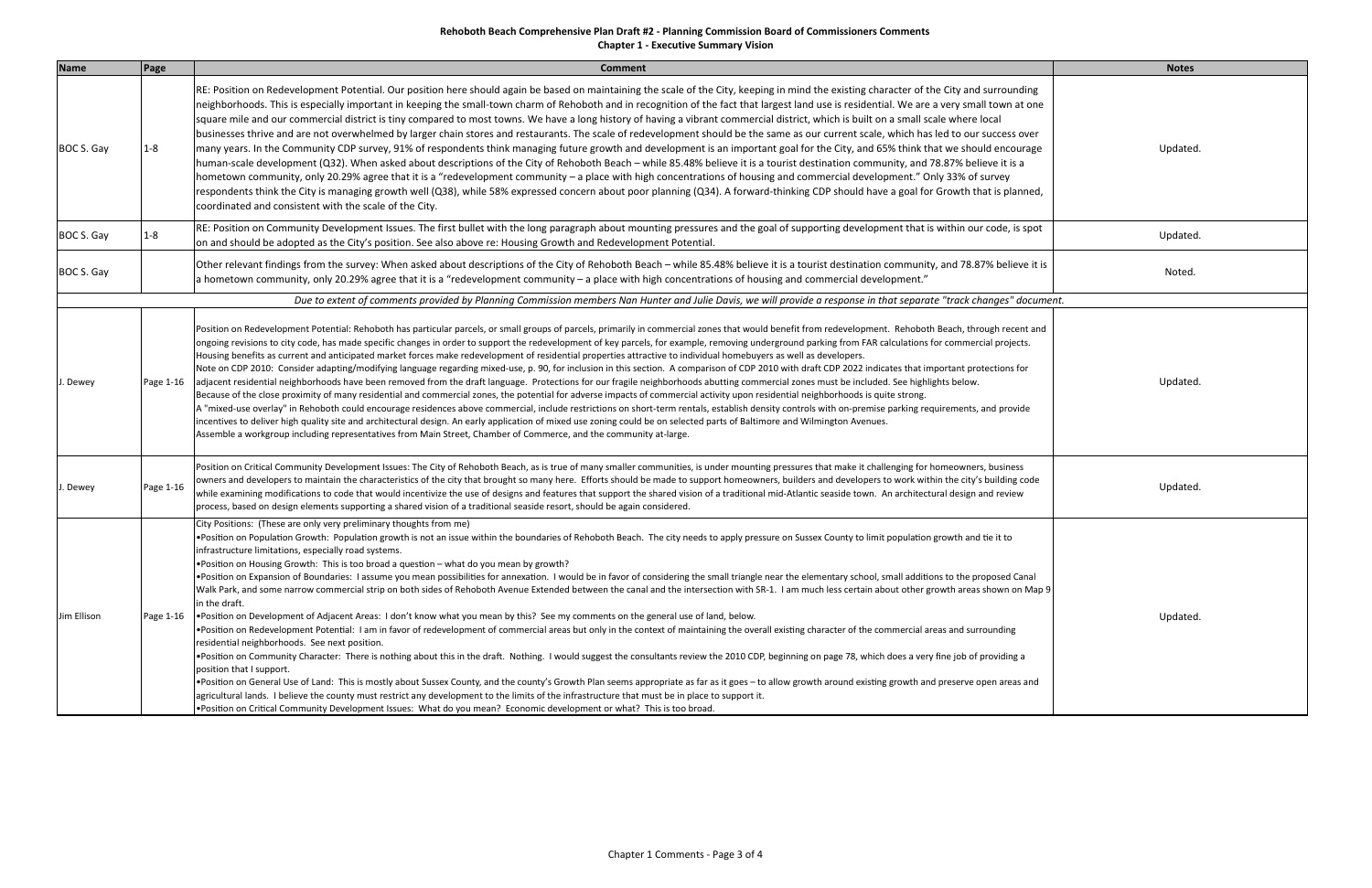# Rehoboth Beach Comprehensive Plan Draft #2 - Planning Commission Board of Commissioners Comments

## Chapter 1 - Executive Summary Vision

| Name | Page | Comment | Notes |
|---|---|---|---|
| BOC S. Gay | 1-8 | RE: Position on Redevelopment Potential. Our position here should again be based on maintaining the scale of the City, keeping in mind the existing character of the City and surrounding neighborhoods. This is especially important in keeping the small-town charm of Rehoboth and in recognition of the fact that largest land use is residential. We are a very small town at one square mile and our commercial district is tiny compared to most towns. We have a long history of having a vibrant commercial district, which is built on a small scale where local businesses thrive and are not overwhelmed by larger chain stores and restaurants. The scale of redevelopment should be the same as our current scale, which has led to our success over many years. In the Community CDP survey, 91% of respondents think managing future growth and development is an important goal for the City, and 65% think that we should encourage human-scale development (Q32). When asked about descriptions of the City of Rehoboth Beach – while 85.48% believe it is a tourist destination community, and 78.87% believe it is a hometown community, only 20.29% agree that it is a "redevelopment community – a place with high concentrations of housing and commercial development." Only 33% of survey respondents think the City is managing growth well (Q38), while 58% expressed concern about poor planning (Q34). A forward-thinking CDP should have a goal for Growth that is planned, coordinated and consistent with the scale of the City. | Updated. |
| BOC S. Gay | 1-8 | RE: Position on Community Development Issues. The first bullet with the long paragraph about mounting pressures and the goal of supporting development that is within our code, is spot on and should be adopted as the City's position. See also above re: Housing Growth and Redevelopment Potential. | Updated. |
| BOC S. Gay | | Other relevant findings from the survey: When asked about descriptions of the City of Rehoboth Beach – while 85.48% believe it is a tourist destination community, and 78.87% believe it is a hometown community, only 20.29% agree that it is a "redevelopment community – a place with high concentrations of housing and commercial development." | Noted. |
| *Due to extent of comments provided by Planning Commission members Nan Hunter and Julie Davis, we will provide a response in that separate "track changes" document.* | | | |
| J. Dewey | Page 1-16 | Position on Redevelopment Potential: Rehoboth has particular parcels, or small groups of parcels, primarily in commercial zones that would benefit from redevelopment. Rehoboth Beach, through recent and ongoing revisions to city code, has made specific changes in order to support the redevelopment of key parcels, for example, removing underground parking from FAR calculations for commercial projects. Housing benefits as current and anticipated market forces make redevelopment of residential properties attractive to individual homebuyers as well as developers.<br>Note on CDP 2010: Consider adapting/modifying language regarding mixed-use, p. 90, for inclusion in this section. A comparison of CDP 2010 with draft CDP 2022 indicates that important protections for adjacent residential neighborhoods have been removed from the draft language. Protections for our fragile neighborhoods abutting commercial zones must be included. See highlights below.<br>Because of the close proximity of many residential and commercial zones, the potential for adverse impacts of commercial activity upon residential neighborhoods is quite strong.<br>A "mixed-use overlay" in Rehoboth could encourage residences above commercial, include restrictions on short-term rentals, establish density controls with on-premise parking requirements, and provide incentives to deliver high quality site and architectural design. An early application of mixed use zoning could be on selected parts of Baltimore and Wilmington Avenues.<br>Assemble a workgroup including representatives from Main Street, Chamber of Commerce, and the community at-large. | Updated. |
| J. Dewey | Page 1-16 | Position on Critical Community Development Issues: The City of Rehoboth Beach, as is true of many smaller communities, is under mounting pressures that make it challenging for homeowners, business owners and developers to maintain the characteristics of the city that brought so many here. Efforts should be made to support homeowners, builders and developers to work within the city's building code while examining modifications to code that would incentivize the use of designs and features that support the shared vision of a traditional mid-Atlantic seaside town. An architectural design and review process, based on design elements supporting a shared vision of a traditional seaside resort, should be again considered. | Updated. |
| Jim Ellison | Page 1-16 | City Positions: (These are only very preliminary thoughts from me)<br>•Position on Population Growth: Population growth is not an issue within the boundaries of Rehoboth Beach. The city needs to apply pressure on Sussex County to limit population growth and tie it to infrastructure limitations, especially road systems.<br>•Position on Housing Growth: This is too broad a question – what do you mean by growth?<br>•Position on Expansion of Boundaries: I assume you mean possibilities for annexation. I would be in favor of considering the small triangle near the elementary school, small additions to the proposed Canal Walk Park, and some narrow commercial strip on both sides of Rehoboth Avenue Extended between the canal and the intersection with SR-1. I am much less certain about other growth areas shown on Map 9 in the draft.<br>•Position on Development of Adjacent Areas: I don't know what you mean by this? See my comments on the general use of land, below.<br>•Position on Redevelopment Potential: I am in favor of redevelopment of commercial areas but only in the context of maintaining the overall existing character of the commercial areas and surrounding residential neighborhoods. See next position.<br>•Position on Community Character: There is nothing about this in the draft. Nothing. I would suggest the consultants review the 2010 CDP, beginning on page 78, which does a very fine job of providing a position that I support.<br>•Position on General Use of Land: This is mostly about Sussex County, and the county's Growth Plan seems appropriate as far as it goes – to allow growth around existing growth and preserve open areas and agricultural lands. I believe the county must restrict any development to the limits of the infrastructure that must be in place to support it.<br>•Position on Critical Community Development Issues: What do you mean? Economic development or what? This is too broad. | Updated. |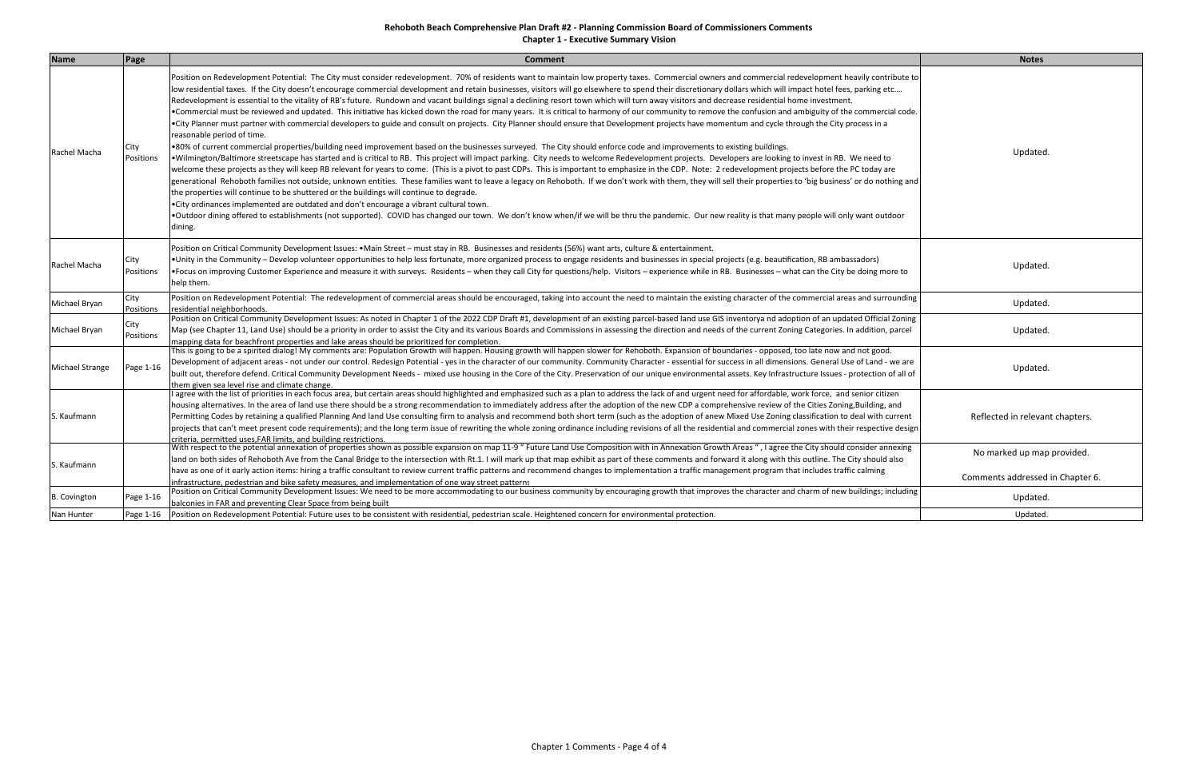# Rehoboth Beach Comprehensive Plan Draft #2 - Planning Commission Board of Commissioners Comments

## Chapter 1 - Executive Summary Vision

| Name | Page | Comment | Notes |
|---|---|---|---|
| Rachel Macha | City Positions | Position on Redevelopment Potential: The City must consider redevelopment. 70% of residents want to maintain low property taxes. Commercial owners and commercial redevelopment heavily contribute to low residential taxes. If the City doesn't encourage commercial development and retain businesses, visitors will go elsewhere to spend their discretionary dollars which will impact hotel fees, parking etc.... Redevelopment is essential to the vitality of RB's future. Rundown and vacant buildings signal a declining resort town which will turn away visitors and decrease residential home investment.<br>•Commercial must be reviewed and updated. This initiative has kicked down the road for many years. It is critical to harmony of our community to remove the confusion and ambiguity of the commercial code.<br>•City Planner must partner with commercial developers to guide and consult on projects. City Planner should ensure that Development projects have momentum and cycle through the City process in a reasonable period of time.<br>•80% of current commercial properties/building need improvement based on the businesses surveyed. The City should enforce code and improvements to existing buildings.<br>•Wilmington/Baltimore streetscape has started and is critical to RB. This project will impact parking. City needs to welcome Redevelopment projects. Developers are looking to invest in RB. We need to welcome these projects as they will keep RB relevant for years to come. (This is a pivot to past CDPs. This is important to emphasize in the CDP. Note: 2 redevelopment projects before the PC today are generational Rehoboth families not outside, unknown entities. These families want to leave a legacy on Rehoboth. If we don't work with them, they will sell their properties to 'big business' or do nothing and the properties will continue to be shuttered or the buildings will continue to degrade.<br>•City ordinances implemented are outdated and don't encourage a vibrant cultural town.<br>•Outdoor dining offered to establishments (not supported). COVID has changed our town. We don't know when/if we will be thru the pandemic. Our new reality is that many people will only want outdoor dining. | Updated. |
| Rachel Macha | City Positions | Position on Critical Community Development Issues: •Main Street – must stay in RB. Businesses and residents (56%) want arts, culture & entertainment.<br>•Unity in the Community – Develop volunteer opportunities to help less fortunate, more organized process to engage residents and businesses in special projects (e.g. beautification, RB ambassadors)<br>•Focus on improving Customer Experience and measure it with surveys. Residents – when they call City for questions/help. Visitors – experience while in RB. Businesses – what can the City be doing more to help them. | Updated. |
| Michael Bryan | City Positions | Position on Redevelopment Potential: The redevelopment of commercial areas should be encouraged, taking into account the need to maintain the existing character of the commercial areas and surrounding residential neighborhoods. | Updated. |
| Michael Bryan | City Positions | Position on Critical Community Development Issues: As noted in Chapter 1 of the 2022 CDP Draft #1, development of an existing parcel-based land use GIS inventorya nd adoption of an updated Official Zoning Map (see Chapter 11, Land Use) should be a priority in order to assist the City and its various Boards and Commissions in assessing the direction and needs of the current Zoning Categories. In addition, parcel mapping data for beachfront properties and lake areas should be prioritized for completion. | Updated. |
| Michael Strange | Page 1-16 | This is going to be a spirited dialog! My comments are: Population Growth will happen. Housing growth will happen slower for Rehoboth. Expansion of boundaries - opposed, too late now and not good. Development of adjacent areas - not under our control. Redesign Potential - yes in the character of our community. Community Character - essential for success in all dimensions. General Use of Land - we are built out, therefore defend. Critical Community Development Needs - mixed use housing in the Core of the City. Preservation of our unique environmental assets. Key Infrastructure Issues - protection of all of them given sea level rise and climate change. | Updated. |
| S. Kaufmann | | I agree with the list of priorities in each focus area, but certain areas should highlighted and emphasized such as a plan to address the lack of and urgent need for affordable, work force, and senior citizen housing alternatives. In the area of land use there should be a strong recommendation to immediately address after the adoption of the new CDP a comprehensive review of the Cities Zoning,Building, and Permitting Codes by retaining a qualified Planning And land Use consulting firm to analysis and recommend both short term (such as the adoption of anew Mixed Use Zoning classification to deal with current projects that can't meet present code requirements); and the long term issue of rewriting the whole zoning ordinance including revisions of all the residential and commercial zones with their respective design criteria, permitted uses,FAR limits, and building restrictions. | Reflected in relevant chapters. |
| S. Kaufmann | | With respect to the potential annexation of properties shown as possible expansion on map 11-9 " Future Land Use Composition with in Annexation Growth Areas ", I agree the City should consider annexing land on both sides of Rehoboth Ave from the Canal Bridge to the intersection with Rt.1. I will mark up that map exhibit as part of these comments and forward it along with this outline. The City should also have as one of it early action items: hiring a traffic consultant to review current traffic patterns and recommend changes to implementation a traffic management program that includes traffic calming infrastructure, pedestrian and bike safety measures, and implementation of one way street patterns | No marked up map provided.<br><br>Comments addressed in Chapter 6. |
| B. Covington | Page 1-16 | Position on Critical Community Development Issues: We need to be more accommodating to our business community by encouraging growth that improves the character and charm of new buildings; including balconies in FAR and preventing Clear Space from being built | Updated. |
| Nan Hunter | Page 1-16 | Position on Redevelopment Potential: Future uses to be consistent with residential, pedestrian scale. Heightened concern for environmental protection. | Updated. |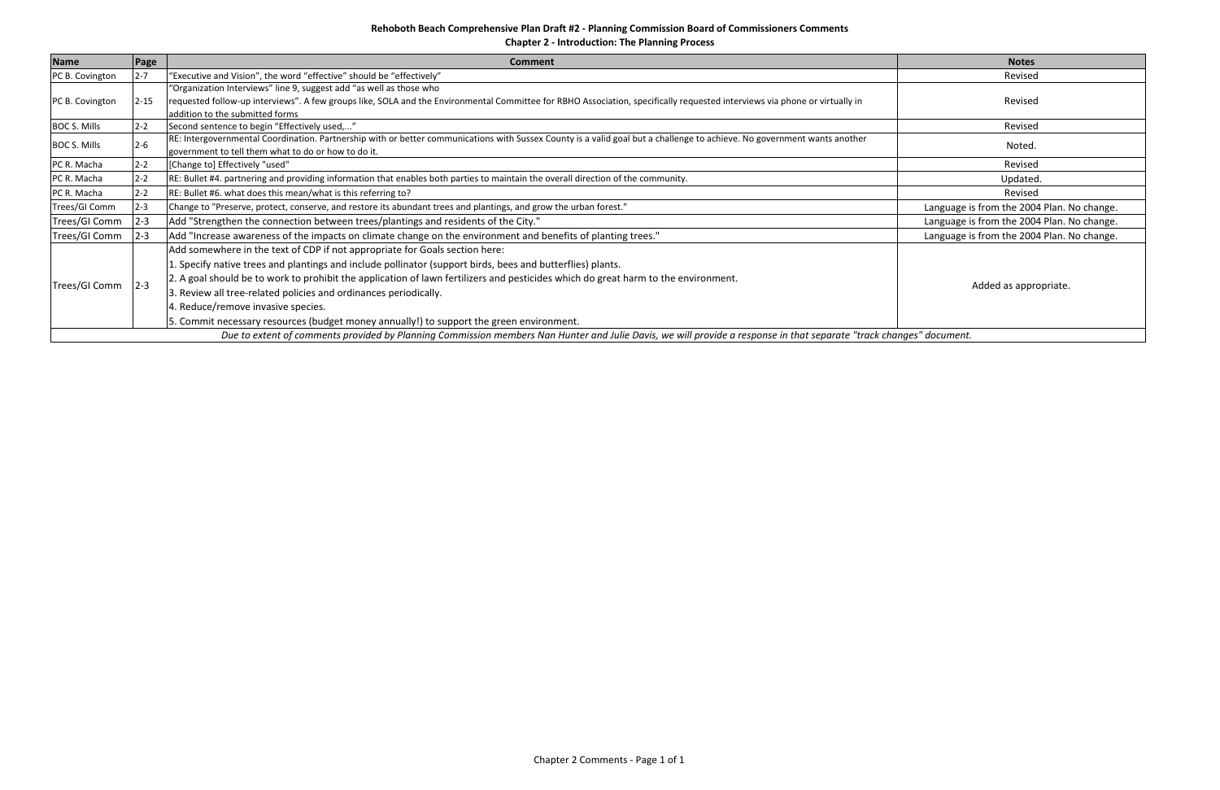**Rehoboth Beach Comprehensive Plan Draft #2 - Planning Commission Board of Commissioners Comments**

**Chapter 2 - Introduction: The Planning Process**

| Name | Page | Comment | Notes |
|---|---|---|---|
| PC B. Covington | 2-7 | "Executive and Vision", the word "effective" should be "effectively" | Revised |
| PC B. Covington | 2-15 | "Organization Interviews" line 9, suggest add "as well as those who requested follow-up interviews". A few groups like, SOLA and the Environmental Committee for RBHO Association, specifically requested interviews via phone or virtually in addition to the submitted forms | Revised |
| BOC S. Mills | 2-2 | Second sentence to begin "Effectively used,..." | Revised |
| BOC S. Mills | 2-6 | RE: Intergovernmental Coordination. Partnership with or better communications with Sussex County is a valid goal but a challenge to achieve. No government wants another government to tell them what to do or how to do it. | Noted. |
| PC R. Macha | 2-2 | [Change to] Effectively "used" | Revised |
| PC R. Macha | 2-2 | RE: Bullet #4. partnering and providing information that enables both parties to maintain the overall direction of the community. | Updated. |
| PC R. Macha | 2-2 | RE: Bullet #6. what does this mean/what is this referring to? | Revised |
| Trees/GI Comm | 2-3 | Change to "Preserve, protect, conserve, and restore its abundant trees and plantings, and grow the urban forest." | Language is from the 2004 Plan. No change. |
| Trees/GI Comm | 2-3 | Add "Strengthen the connection between trees/plantings and residents of the City." | Language is from the 2004 Plan. No change. |
| Trees/GI Comm | 2-3 | Add "Increase awareness of the impacts on climate change on the environment and benefits of planting trees." | Language is from the 2004 Plan. No change. |
| Trees/GI Comm | 2-3 | Add somewhere in the text of CDP if not appropriate for Goals section here:<br>1. Specify native trees and plantings and include pollinator (support birds, bees and butterflies) plants.<br>2. A goal should be to work to prohibit the application of lawn fertilizers and pesticides which do great harm to the environment.<br>3. Review all tree-related policies and ordinances periodically.<br>4. Reduce/remove invasive species.<br>5. Commit necessary resources (budget money annually!) to support the green environment. | Added as appropriate. |
| *Due to extent of comments provided by Planning Commission members Nan Hunter and Julie Davis, we will provide a response in that separate "track changes" document.* | | | |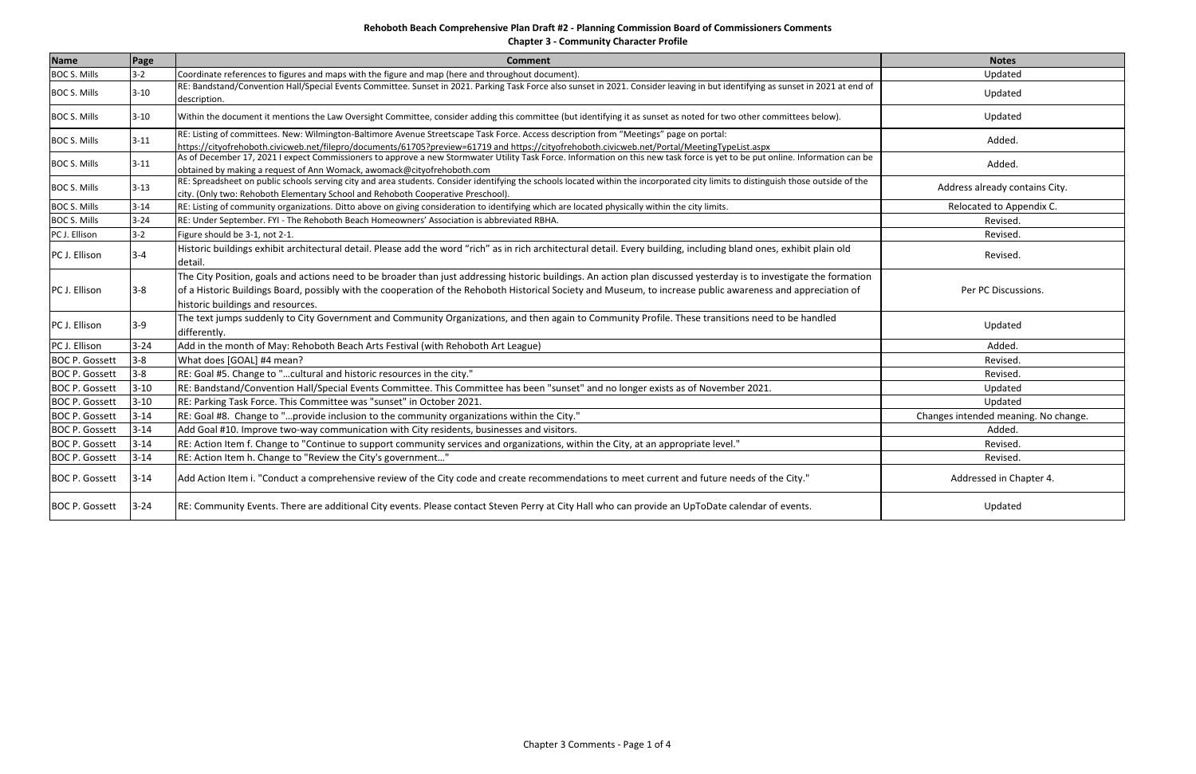# Rehoboth Beach Comprehensive Plan Draft #2 - Planning Commission Board of Commissioners Comments

## Chapter 3 - Community Character Profile

| Name | Page | Comment | Notes |
|---|---|---|---|
| BOC S. Mills | 3-2 | Coordinate references to figures and maps with the figure and map (here and throughout document). | Updated |
| BOC S. Mills | 3-10 | RE: Bandstand/Convention Hall/Special Events Committee. Sunset in 2021. Parking Task Force also sunset in 2021. Consider leaving in but identifying as sunset in 2021 at end of description. | Updated |
| BOC S. Mills | 3-10 | Within the document it mentions the Law Oversight Committee, consider adding this committee (but identifying it as sunset as noted for two other committees below). | Updated |
| BOC S. Mills | 3-11 | RE: Listing of committees. New: Wilmington-Baltimore Avenue Streetscape Task Force. Access description from "Meetings" page on portal: https://cityofrehoboth.civicweb.net/filepro/documents/61705?preview=61719 and https://cityofrehoboth.civicweb.net/Portal/MeetingTypeList.aspx | Added. |
| BOC S. Mills | 3-11 | As of December 17, 2021 I expect Commissioners to approve a new Stormwater Utility Task Force. Information on this new task force is yet to be put online. Information can be obtained by making a request of Ann Womack, awomack@cityofrehoboth.com | Added. |
| BOC S. Mills | 3-13 | RE: Spreadsheet on public schools serving city and area students. Consider identifying the schools located within the incorporated city limits to distinguish those outside of the city. (Only two: Rehoboth Elementary School and Rehoboth Cooperative Preschool). | Address already contains City. |
| BOC S. Mills | 3-14 | RE: Listing of community organizations. Ditto above on giving consideration to identifying which are located physically within the city limits. | Relocated to Appendix C. |
| BOC S. Mills | 3-24 | RE: Under September. FYI - The Rehoboth Beach Homeowners' Association is abbreviated RBHA. | Revised. |
| PC J. Ellison | 3-2 | Figure should be 3-1, not 2-1. | Revised. |
| PC J. Ellison | 3-4 | Historic buildings exhibit architectural detail. Please add the word "rich" as in rich architectural detail. Every building, including bland ones, exhibit plain old detail. | Revised. |
| PC J. Ellison | 3-8 | The City Position, goals and actions need to be broader than just addressing historic buildings. An action plan discussed yesterday is to investigate the formation of a Historic Buildings Board, possibly with the cooperation of the Rehoboth Historical Society and Museum, to increase public awareness and appreciation of historic buildings and resources. | Per PC Discussions. |
| PC J. Ellison | 3-9 | The text jumps suddenly to City Government and Community Organizations, and then again to Community Profile. These transitions need to be handled differently. | Updated |
| PC J. Ellison | 3-24 | Add in the month of May: Rehoboth Beach Arts Festival (with Rehoboth Art League) | Added. |
| BOC P. Gossett | 3-8 | What does [GOAL] #4 mean? | Revised. |
| BOC P. Gossett | 3-8 | RE: Goal #5. Change to "...cultural and historic resources in the city." | Revised. |
| BOC P. Gossett | 3-10 | RE: Bandstand/Convention Hall/Special Events Committee. This Committee has been "sunset" and no longer exists as of November 2021. | Updated |
| BOC P. Gossett | 3-10 | RE: Parking Task Force. This Committee was "sunset" in October 2021. | Updated |
| BOC P. Gossett | 3-14 | RE: Goal #8. Change to "...provide inclusion to the community organizations within the City." | Changes intended meaning. No change. |
| BOC P. Gossett | 3-14 | Add Goal #10. Improve two-way communication with City residents, businesses and visitors. | Added. |
| BOC P. Gossett | 3-14 | RE: Action Item f. Change to "Continue to support community services and organizations, within the City, at an appropriate level." | Revised. |
| BOC P. Gossett | 3-14 | RE: Action Item h. Change to "Review the City's government..." | Revised. |
| BOC P. Gossett | 3-14 | Add Action Item i. "Conduct a comprehensive review of the City code and create recommendations to meet current and future needs of the City." | Addressed in Chapter 4. |
| BOC P. Gossett | 3-24 | RE: Community Events. There are additional City events. Please contact Steven Perry at City Hall who can provide an UpToDate calendar of events. | Updated |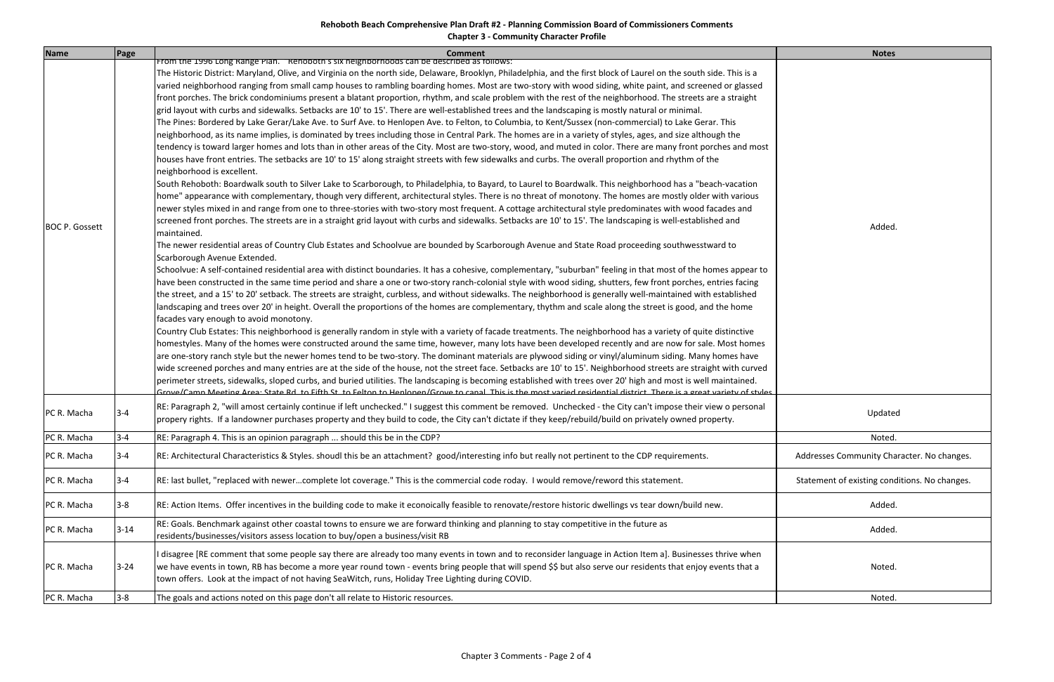**Rehoboth Beach Comprehensive Plan Draft #2 - Planning Commission Board of Commissioners Comments**

**Chapter 3 - Community Character Profile**

| Name | Page | Comment | Notes |
|---|---|---|---|
| BOC P. Gossett | | From the 1996 Long Range Plan: "Rehoboth's six neighborhoods can be described as follows: The Historic District: Maryland, Olive, and Virginia on the north side, Delaware, Brooklyn, Philadelphia, and the first block of Laurel on the south side. This is a varied neighborhood ranging from small camp houses to rambling boarding homes. Most are two-story with wood siding, white paint, and screened or glassed front porches. The brick condominiums present a blatant proportion, rhythm, and scale problem with the rest of the neighborhood. The streets are a straight grid layout with curbs and sidewalks. Setbacks are 10' to 15'. There are well-established trees and the landscaping is mostly natural or minimal. The Pines: Bordered by Lake Gerar/Lake Ave. to Surf Ave. to Henlopen Ave. to Felton, to Columbia, to Kent/Sussex (non-commercial) to Lake Gerar. This neighborhood, as its name implies, is dominated by trees including those in Central Park. The homes are in a variety of styles, ages, and size although the tendency is toward larger homes and lots than in other areas of the City. Most are two-story, wood, and muted in color. There are many front porches and most houses have front entries. The setbacks are 10' to 15' along straight streets with few sidewalks and curbs. The overall proportion and rhythm of the neighborhood is excellent. South Rehoboth: Boardwalk south to Silver Lake to Scarborough, to Philadelphia, to Bayard, to Laurel to Boardwalk. This neighborhood has a "beach-vacation home" appearance with complementary, though very different, architectural styles. There is no threat of monotony. The homes are mostly older with various newer styles mixed in and range from one to three-stories with two-story most frequent. A cottage architectural style predominates with wood facades and screened front porches. The streets are in a straight grid layout with curbs and sidewalks. Setbacks are 10' to 15'. The landscaping is well-established and maintained. The newer residential areas of Country Club Estates and Schoolvue are bounded by Scarborough Avenue and State Road proceeding southwesstward to Scarborough Avenue Extended. Schoolvue: A self-contained residential area with distinct boundaries. It has a cohesive, complementary, "suburban" feeling in that most of the homes appear to have been constructed in the same time period and share a one or two-story ranch-colonial style with wood siding, shutters, few front porches, entries facing the street, and a 15' to 20' setback. The streets are straight, curbless, and without sidewalks. The neighborhood is generally well-maintained with established landscaping and trees over 20' in height. Overall the proportions of the homes are complementary, thythm and scale along the street is good, and the home facades vary enough to avoid monotony. Country Club Estates: This neighborhood is generally random in style with a variety of facade treatments. The neighborhood has a variety of quite distinctive homestyles. Many of the homes were constructed around the same time, however, many lots have been developed recently and are now for sale. Most homes are one-story ranch style but the newer homes tend to be two-story. The dominant materials are plywood siding or vinyl/aluminum siding. Many homes have wide screened porches and many entries are at the side of the house, not the street face. Setbacks are 10' to 15'. Neighborhood streets are straight with curved perimeter streets, sidewalks, sloped curbs, and buried utilities. The landscaping is becoming established with trees over 20' high and most is well maintained. Grove/Camp Meeting Area: State Rd. to Fifth St. to Felton to Henlopen/Grove to canal. This is the most varied residential district. There is a great variety of styles | Added. |
| PC R. Macha | 3-4 | RE: Paragraph 2, "will amost certainly continue if left unchecked." I suggest this comment be removed. Unchecked - the City can't impose their view o personal propery rights. If a landowner purchases property and they build to code, the City can't dictate if they keep/rebuild/build on privately owned property. | Updated |
| PC R. Macha | 3-4 | RE: Paragraph 4. This is an opinion paragraph ... should this be in the CDP? | Noted. |
| PC R. Macha | 3-4 | RE: Architectural Characteristics & Styles. shoudl this be an attachment? good/interesting info but really not pertinent to the CDP requirements. | Addresses Community Character. No changes. |
| PC R. Macha | 3-4 | RE: last bullet, "replaced with newer…complete lot coverage." This is the commercial code roday. I would remove/reword this statement. | Statement of existing conditions. No changes. |
| PC R. Macha | 3-8 | RE: Action Items. Offer incentives in the building code to make it econoically feasible to renovate/restore historic dwellings vs tear down/build new. | Added. |
| PC R. Macha | 3-14 | RE: Goals. Benchmark against other coastal towns to ensure we are forward thinking and planning to stay competitive in the future as residents/businesses/visitors assess location to buy/open a business/visit RB | Added. |
| PC R. Macha | 3-24 | I disagree [RE comment that some people say there are already too many events in town and to reconsider language in Action Item a]. Businesses thrive when we have events in town, RB has become a more year round town - events bring people that will spend $$ but also serve our residents that enjoy events that a town offers. Look at the impact of not having SeaWitch, runs, Holiday Tree Lighting during COVID. | Noted. |
| PC R. Macha | 3-8 | The goals and actions noted on this page don't all relate to Historic resources. | Noted. |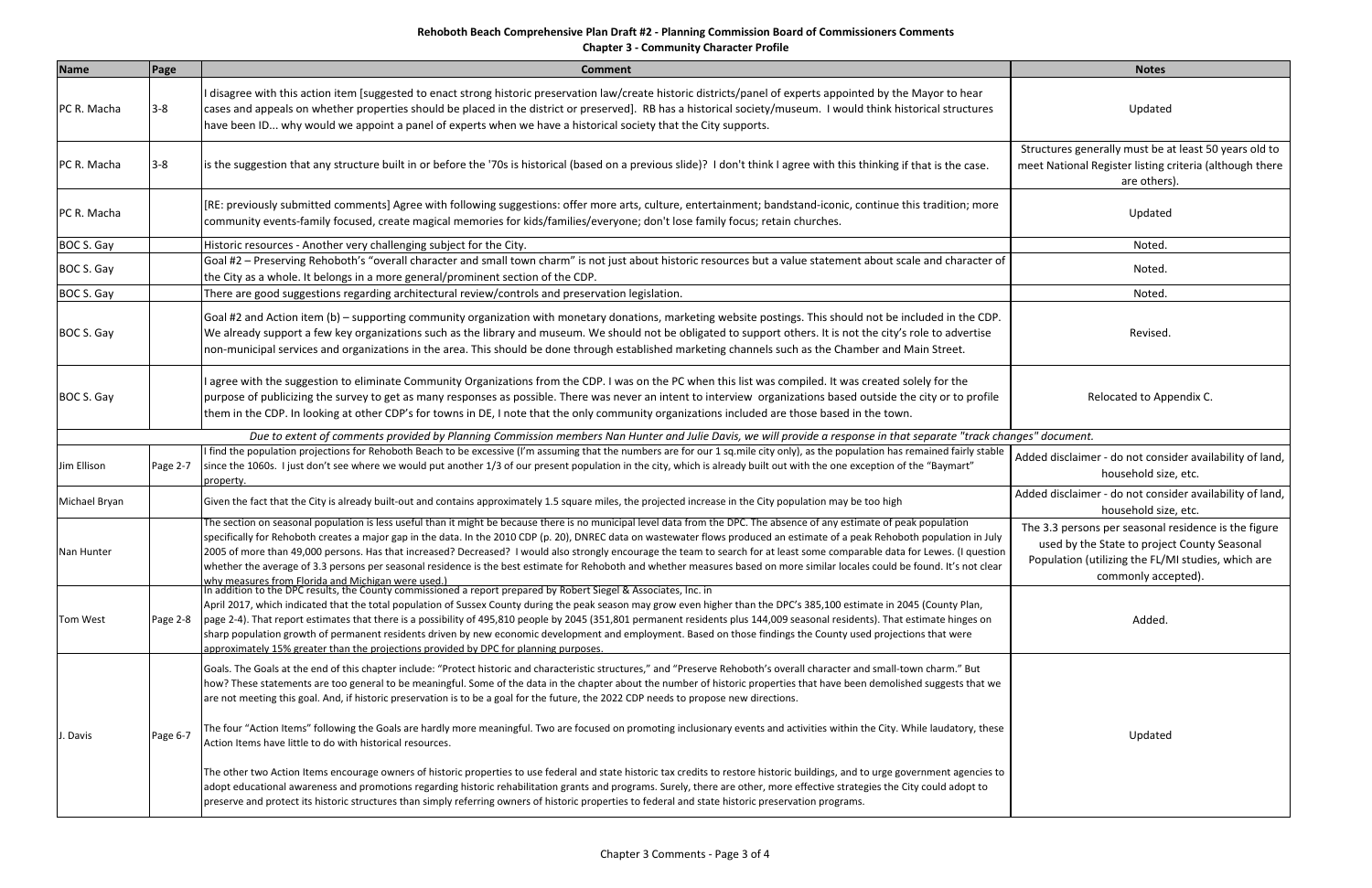# Rehoboth Beach Comprehensive Plan Draft #2 - Planning Commission Board of Commissioners Comments

## Chapter 3 - Community Character Profile

| Name | Page | Comment | Notes |
|---|---|---|---|
| PC R. Macha | 3-8 | I disagree with this action item [suggested to enact strong historic preservation law/create historic districts/panel of experts appointed by the Mayor to hear cases and appeals on whether properties should be placed in the district or preserved]. RB has a historical society/museum. I would think historical structures have been ID... why would we appoint a panel of experts when we have a historical society that the City supports. | Updated |
| PC R. Macha | 3-8 | is the suggestion that any structure built in or before the '70s is historical (based on a previous slide)? I don't think I agree with this thinking if that is the case. | Structures generally must be at least 50 years old to meet National Register listing criteria (although there are others). |
| PC R. Macha | | [RE: previously submitted comments] Agree with following suggestions: offer more arts, culture, entertainment; bandstand-iconic, continue this tradition; more community events-family focused, create magical memories for kids/families/everyone; don't lose family focus; retain churches. | Updated |
| BOC S. Gay | | Historic resources - Another very challenging subject for the City. | Noted. |
| BOC S. Gay | | Goal #2 – Preserving Rehoboth's "overall character and small town charm" is not just about historic resources but a value statement about scale and character of the City as a whole. It belongs in a more general/prominent section of the CDP. | Noted. |
| BOC S. Gay | | There are good suggestions regarding architectural review/controls and preservation legislation. | Noted. |
| BOC S. Gay | | Goal #2 and Action item (b) – supporting community organization with monetary donations, marketing website postings. This should not be included in the CDP. We already support a few key organizations such as the library and museum. We should not be obligated to support others. It is not the city's role to advertise non-municipal services and organizations in the area. This should be done through established marketing channels such as the Chamber and Main Street. | Revised. |
| BOC S. Gay | | I agree with the suggestion to eliminate Community Organizations from the CDP. I was on the PC when this list was compiled. It was created solely for the purpose of publicizing the survey to get as many responses as possible. There was never an intent to interview organizations based outside the city or to profile them in the CDP. In looking at other CDP's for towns in DE, I note that the only community organizations included are those based in the town. | Relocated to Appendix C. |
| *Due to extent of comments provided by Planning Commission members Nan Hunter and Julie Davis, we will provide a response in that separate "track changes" document.* | | | |
| Jim Ellison | Page 2-7 | I find the population projections for Rehoboth Beach to be excessive (I'm assuming that the numbers are for our 1 sq.mile city only), as the population has remained fairly stable since the 1060s. I just don't see where we would put another 1/3 of our present population in the city, which is already built out with the one exception of the "Baymart" property. | Added disclaimer - do not consider availability of land, household size, etc. |
| Michael Bryan | | Given the fact that the City is already built-out and contains approximately 1.5 square miles, the projected increase in the City population may be too high | Added disclaimer - do not consider availability of land, household size, etc. |
| Nan Hunter | | The section on seasonal population is less useful than it might be because there is no municipal level data from the DPC. The absence of any estimate of peak population specifically for Rehoboth creates a major gap in the data. In the 2010 CDP (p. 20), DNREC data on wastewater flows produced an estimate of a peak Rehoboth population in July 2005 of more than 49,000 persons. Has that increased? Decreased? I would also strongly encourage the team to search for at least some comparable data for Lewes. (I question whether the average of 3.3 persons per seasonal residence is the best estimate for Rehoboth and whether measures based on more similar locales could be found. It's not clear why measures from Florida and Michigan were used.) | The 3.3 persons per seasonal residence is the figure used by the State to project County Seasonal Population (utilizing the FL/MI studies, which are commonly accepted). |
| Tom West | Page 2-8 | In addition to the DPC results, the County commissioned a report prepared by Robert Siegel & Associates, Inc. in April 2017, which indicated that the total population of Sussex County during the peak season may grow even higher than the DPC's 385,100 estimate in 2045 (County Plan, page 2-4). That report estimates that there is a possibility of 495,810 people by 2045 (351,801 permanent residents plus 144,009 seasonal residents). That estimate hinges on sharp population growth of permanent residents driven by new economic development and employment. Based on those findings the County used projections that were approximately 15% greater than the projections provided by DPC for planning purposes. | Added. |
| J. Davis | Page 6-7 | Goals. The Goals at the end of this chapter include: "Protect historic and characteristic structures," and "Preserve Rehoboth's overall character and small-town charm." But how? These statements are too general to be meaningful. Some of the data in the chapter about the number of historic properties that have been demolished suggests that we are not meeting this goal. And, if historic preservation is to be a goal for the future, the 2022 CDP needs to propose new directions.<br><br>The four "Action Items" following the Goals are hardly more meaningful. Two are focused on promoting inclusionary events and activities within the City. While laudatory, these Action Items have little to do with historical resources.<br><br>The other two Action Items encourage owners of historic properties to use federal and state historic tax credits to restore historic buildings, and to urge government agencies to adopt educational awareness and promotions regarding historic rehabilitation grants and programs. Surely, there are other, more effective strategies the City could adopt to preserve and protect its historic structures than simply referring owners of historic properties to federal and state historic preservation programs. | Updated |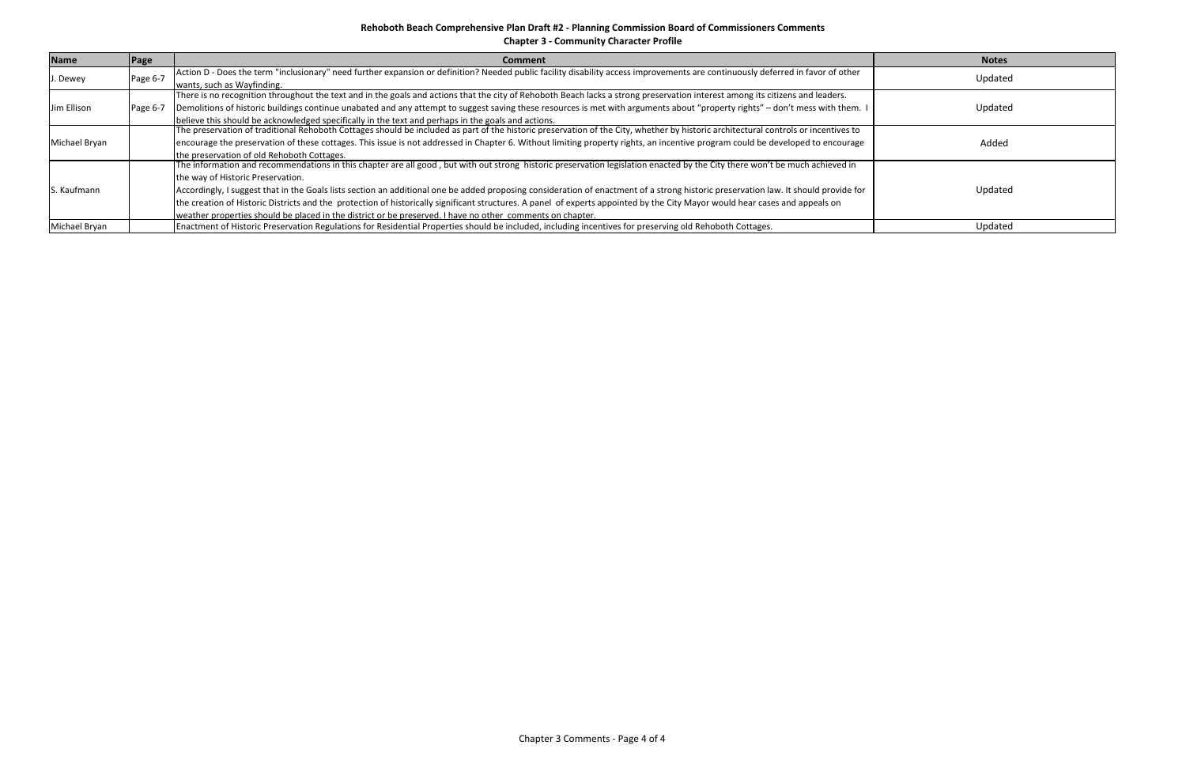**Rehoboth Beach Comprehensive Plan Draft #2 - Planning Commission Board of Commissioners Comments**

**Chapter 3 - Community Character Profile**

| Name | Page | Comment | Notes |
|---|---|---|---|
| J. Dewey | Page 6-7 | Action D - Does the term "inclusionary" need further expansion or definition? Needed public facility disability access improvements are continuously deferred in favor of other wants, such as Wayfinding. | Updated |
| Jim Ellison | Page 6-7 | There is no recognition throughout the text and in the goals and actions that the city of Rehoboth Beach lacks a strong preservation interest among its citizens and leaders. Demolitions of historic buildings continue unabated and any attempt to suggest saving these resources is met with arguments about "property rights" – don't mess with them. I believe this should be acknowledged specifically in the text and perhaps in the goals and actions. | Updated |
| Michael Bryan | | The preservation of traditional Rehoboth Cottages should be included as part of the historic preservation of the City, whether by historic architectural controls or incentives to encourage the preservation of these cottages. This issue is not addressed in Chapter 6. Without limiting property rights, an incentive program could be developed to encourage the preservation of old Rehoboth Cottages. | Added |
| S. Kaufmann | | The information and recommendations in this chapter are all good , but with out strong historic preservation legislation enacted by the City there won't be much achieved in the way of Historic Preservation.<br>Accordingly, I suggest that in the Goals lists section an additional one be added proposing consideration of enactment of a strong historic preservation law. It should provide for the creation of Historic Districts and the protection of historically significant structures. A panel of experts appointed by the City Mayor would hear cases and appeals on weather properties should be placed in the district or be preserved. I have no other comments on chapter. | Updated |
| Michael Bryan | | Enactment of Historic Preservation Regulations for Residential Properties should be included, including incentives for preserving old Rehoboth Cottages. | Updated |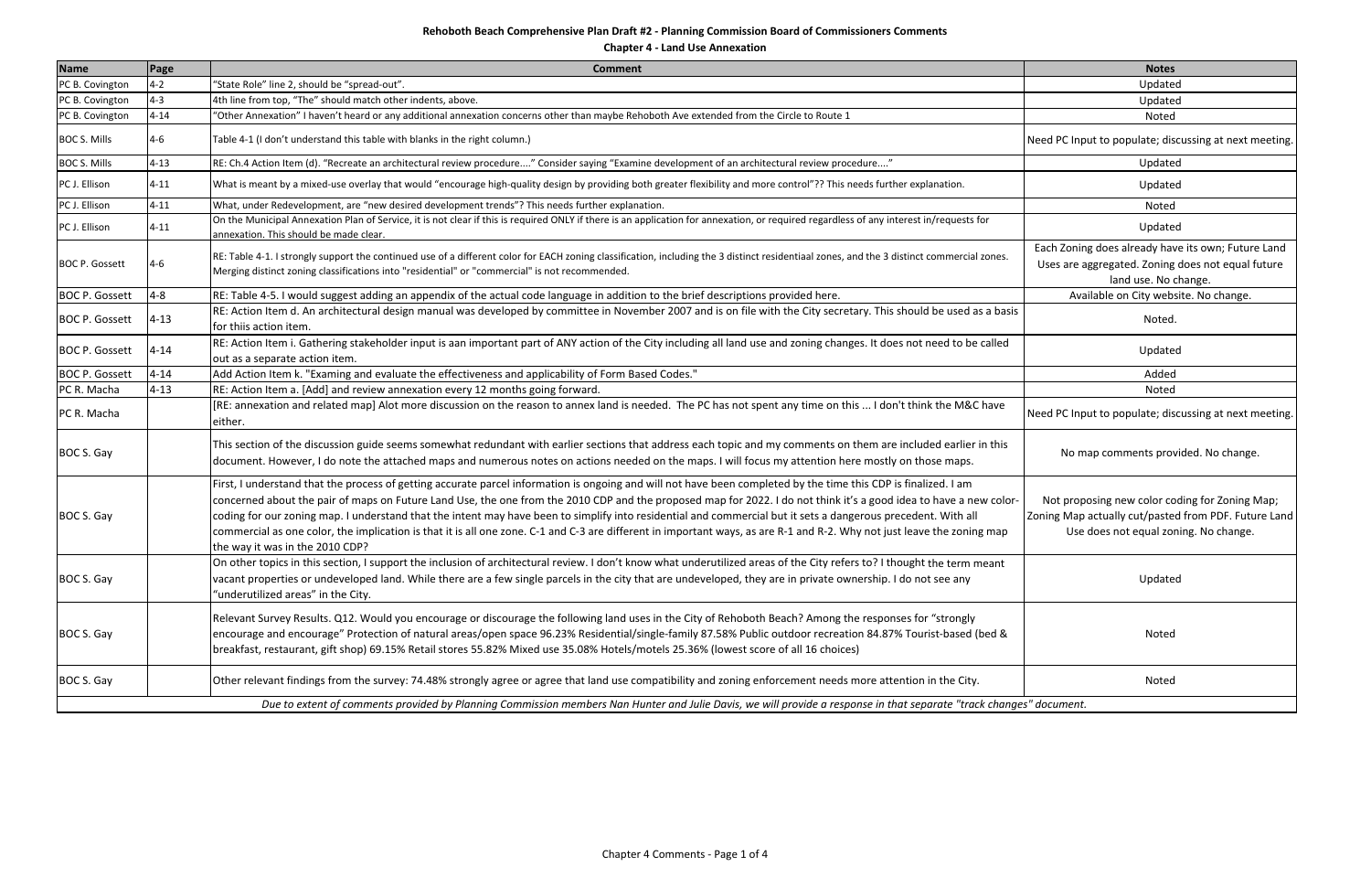**Rehoboth Beach Comprehensive Plan Draft #2 - Planning Commission Board of Commissioners Comments**

**Chapter 4 - Land Use Annexation**

| Name | Page | Comment | Notes |
|---|---|---|---|
| PC B. Covington | 4-2 | "State Role" line 2, should be "spread-out". | Updated |
| PC B. Covington | 4-3 | 4th line from top, "The" should match other indents, above. | Updated |
| PC B. Covington | 4-14 | "Other Annexation" I haven't heard or any additional annexation concerns other than maybe Rehoboth Ave extended from the Circle to Route 1 | Noted |
| BOC S. Mills | 4-6 | Table 4-1 (I don't understand this table with blanks in the right column.) | Need PC Input to populate; discussing at next meeting. |
| BOC S. Mills | 4-13 | RE: Ch.4 Action Item (d). "Recreate an architectural review procedure...." Consider saying "Examine development of an architectural review procedure...." | Updated |
| PC J. Ellison | 4-11 | What is meant by a mixed-use overlay that would "encourage high-quality design by providing both greater flexibility and more control"?? This needs further explanation. | Updated |
| PC J. Ellison | 4-11 | What, under Redevelopment, are "new desired development trends"? This needs further explanation. | Noted |
| PC J. Ellison | 4-11 | On the Municipal Annexation Plan of Service, it is not clear if this is required ONLY if there is an application for annexation, or required regardless of any interest in/requests for annexation. This should be made clear. | Updated |
| BOC P. Gossett | 4-6 | RE: Table 4-1. I strongly support the continued use of a different color for EACH zoning classification, including the 3 distinct residentiaal zones, and the 3 distinct commercial zones. Merging distinct zoning classifications into "residential" or "commercial" is not recommended. | Each Zoning does already have its own; Future Land Uses are aggregated. Zoning does not equal future land use. No change. |
| BOC P. Gossett | 4-8 | RE: Table 4-5. I would suggest adding an appendix of the actual code language in addition to the brief descriptions provided here. | Available on City website. No change. |
| BOC P. Gossett | 4-13 | RE: Action Item d. An architectural design manual was developed by committee in November 2007 and is on file with the City secretary. This should be used as a basis for thiis action item. | Noted. |
| BOC P. Gossett | 4-14 | RE: Action Item i. Gathering stakeholder input is aan important part of ANY action of the City including all land use and zoning changes. It does not need to be called out as a separate action item. | Updated |
| BOC P. Gossett | 4-14 | Add Action Item k. "Examing and evaluate the effectiveness and applicability of Form Based Codes." | Added |
| PC R. Macha | 4-13 | RE: Action Item a. [Add] and review annexation every 12 months going forward. | Noted |
| PC R. Macha | | [RE: annexation and related map] Alot more discussion on the reason to annex land is needed. The PC has not spent any time on this ... I don't think the M&C have either. | Need PC Input to populate; discussing at next meeting. |
| BOC S. Gay | | This section of the discussion guide seems somewhat redundant with earlier sections that address each topic and my comments on them are included earlier in this document. However, I do note the attached maps and numerous notes on actions needed on the maps. I will focus my attention here mostly on those maps. | No map comments provided. No change. |
| BOC S. Gay | | First, I understand that the process of getting accurate parcel information is ongoing and will not have been completed by the time this CDP is finalized. I am concerned about the pair of maps on Future Land Use, the one from the 2010 CDP and the proposed map for 2022. I do not think it's a good idea to have a new color-coding for our zoning map. I understand that the intent may have been to simplify into residential and commercial but it sets a dangerous precedent. With all commercial as one color, the implication is that it is all one zone. C-1 and C-3 are different in important ways, as are R-1 and R-2. Why not just leave the zoning map the way it was in the 2010 CDP? | Not proposing new color coding for Zoning Map; Zoning Map actually cut/pasted from PDF. Future Land Use does not equal zoning. No change. |
| BOC S. Gay | | On other topics in this section, I support the inclusion of architectural review. I don't know what underutilized areas of the City refers to? I thought the term meant vacant properties or undeveloped land. While there are a few single parcels in the city that are undeveloped, they are in private ownership. I do not see any "underutilized areas" in the City. | Updated |
| BOC S. Gay | | Relevant Survey Results. Q12. Would you encourage or discourage the following land uses in the City of Rehoboth Beach? Among the responses for "strongly encourage and encourage" Protection of natural areas/open space 96.23% Residential/single-family 87.58% Public outdoor recreation 84.87% Tourist-based (bed & breakfast, restaurant, gift shop) 69.15% Retail stores 55.82% Mixed use 35.08% Hotels/motels 25.36% (lowest score of all 16 choices) | Noted |
| BOC S. Gay | | Other relevant findings from the survey: 74.48% strongly agree or agree that land use compatibility and zoning enforcement needs more attention in the City. | Noted |

*Due to extent of comments provided by Planning Commission members Nan Hunter and Julie Davis, we will provide a response in that separate "track changes" document.*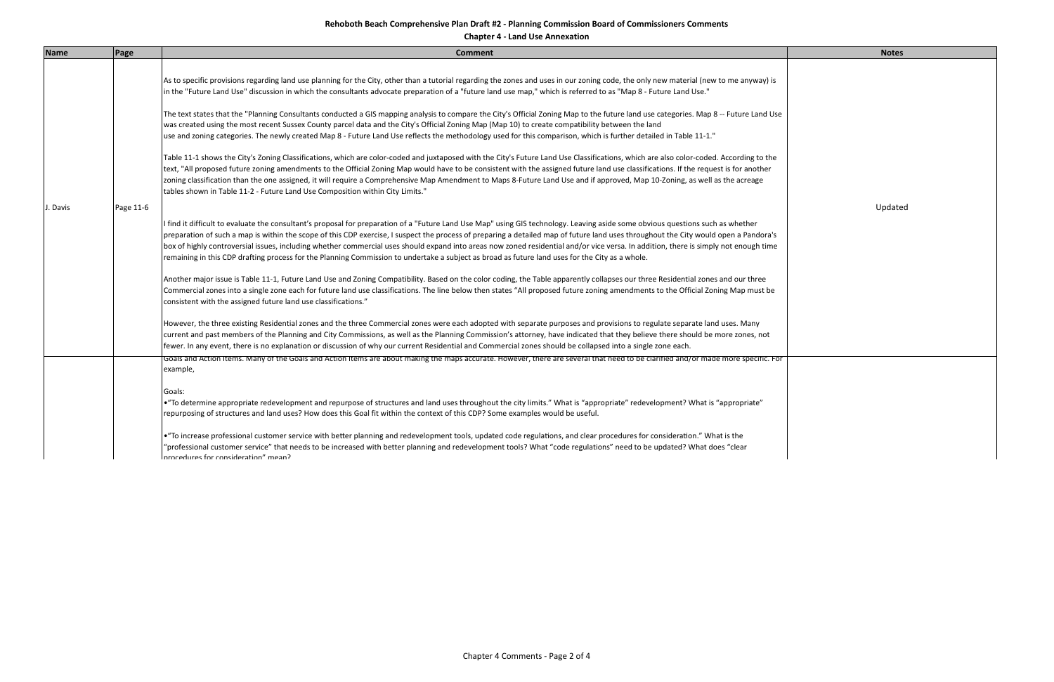**Rehoboth Beach Comprehensive Plan Draft #2 - Planning Commission Board of Commissioners Comments**

**Chapter 4 - Land Use Annexation**

| Name | Page | Comment | Notes |
|---|---|---|---|
| J. Davis | Page 11-6 | As to specific provisions regarding land use planning for the City, other than a tutorial regarding the zones and uses in our zoning code, the only new material (new to me anyway) is in the "Future Land Use" discussion in which the consultants advocate preparation of a "future land use map," which is referred to as "Map 8 - Future Land Use."<br><br>The text states that the "Planning Consultants conducted a GIS mapping analysis to compare the City's Official Zoning Map to the future land use categories. Map 8 -- Future Land Use was created using the most recent Sussex County parcel data and the City's Official Zoning Map (Map 10) to create compatibility between the land use and zoning categories. The newly created Map 8 - Future Land Use reflects the methodology used for this comparison, which is further detailed in Table 11-1."<br><br>Table 11-1 shows the City's Zoning Classifications, which are color-coded and juxtaposed with the City's Future Land Use Classifications, which are also color-coded. According to the text, "All proposed future zoning amendments to the Official Zoning Map would have to be consistent with the assigned future land use classifications. If the request is for another zoning classification than the one assigned, it will require a Comprehensive Map Amendment to Maps 8-Future Land Use and if approved, Map 10-Zoning, as well as the acreage tables shown in Table 11-2 - Future Land Use Composition within City Limits."<br><br>I find it difficult to evaluate the consultant's proposal for preparation of a "Future Land Use Map" using GIS technology. Leaving aside some obvious questions such as whether preparation of such a map is within the scope of this CDP exercise, I suspect the process of preparing a detailed map of future land uses throughout the City would open a Pandora's box of highly controversial issues, including whether commercial uses should expand into areas now zoned residential and/or vice versa. In addition, there is simply not enough time remaining in this CDP drafting process for the Planning Commission to undertake a subject as broad as future land uses for the City as a whole.<br><br>Another major issue is Table 11-1, Future Land Use and Zoning Compatibility. Based on the color coding, the Table apparently collapses our three Residential zones and our three Commercial zones into a single zone each for future land use classifications. The line below then states "All proposed future zoning amendments to the Official Zoning Map must be consistent with the assigned future land use classifications."<br><br>However, the three existing Residential zones and the three Commercial zones were each adopted with separate purposes and provisions to regulate separate land uses. Many current and past members of the Planning and City Commissions, as well as the Planning Commission's attorney, have indicated that they believe there should be more zones, not fewer. In any event, there is no explanation or discussion of why our current Residential and Commercial zones should be collapsed into a single zone each. | Updated |
| | | Goals and Action Items. Many of the Goals and Action Items are about making the maps accurate. However, there are several that need to be clarified and/or made more specific. For example,<br><br>Goals:<br>•"To determine appropriate redevelopment and repurpose of structures and land uses throughout the city limits." What is "appropriate" redevelopment? What is "appropriate" repurposing of structures and land uses? How does this Goal fit within the context of this CDP? Some examples would be useful.<br><br>•"To increase professional customer service with better planning and redevelopment tools, updated code regulations, and clear procedures for consideration." What is the "professional customer service" that needs to be increased with better planning and redevelopment tools? What "code regulations" need to be updated? What does "clear procedures for consideration" mean? | |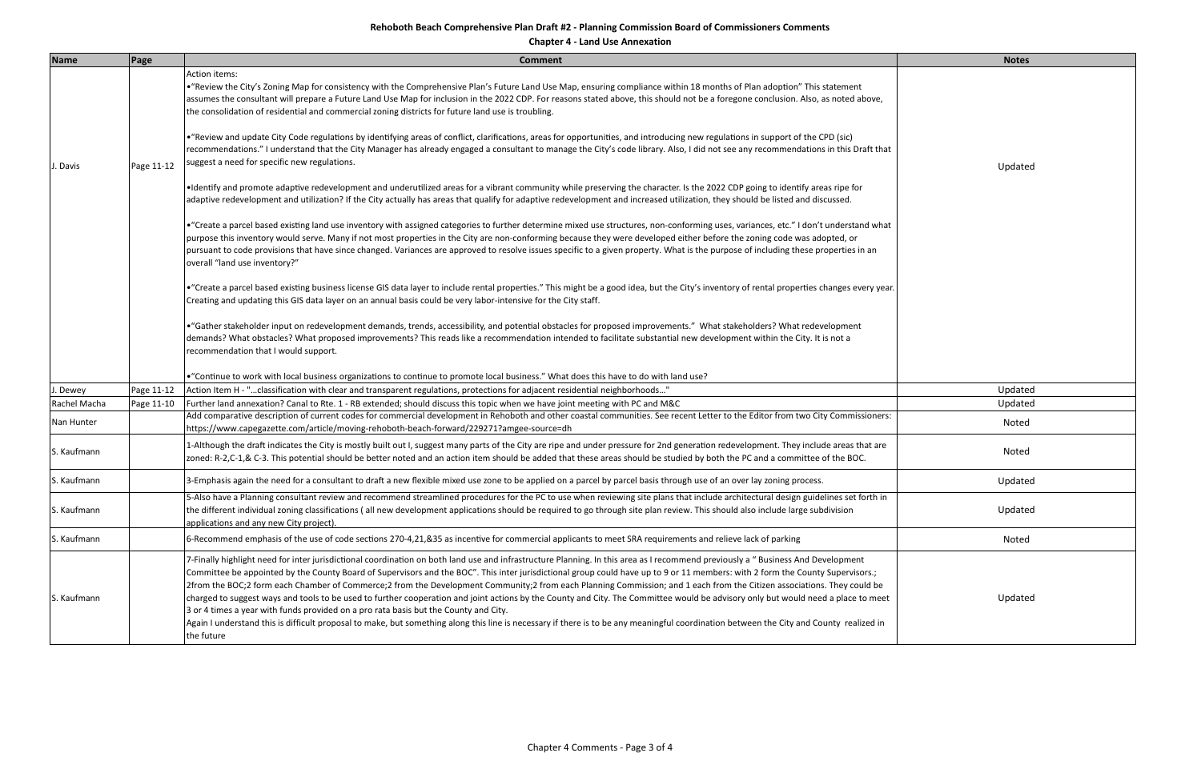# Rehoboth Beach Comprehensive Plan Draft #2 - Planning Commission Board of Commissioners Comments

## Chapter 4 - Land Use Annexation

| Name | Page | Comment | Notes |
|---|---|---|---|
| J. Davis | Page 11-12 | Action items:<br>•"Review the City's Zoning Map for consistency with the Comprehensive Plan's Future Land Use Map, ensuring compliance within 18 months of Plan adoption" This statement assumes the consultant will prepare a Future Land Use Map for inclusion in the 2022 CDP. For reasons stated above, this should not be a foregone conclusion. Also, as noted above, the consolidation of residential and commercial zoning districts for future land use is troubling.<br><br>•"Review and update City Code regulations by identifying areas of conflict, clarifications, areas for opportunities, and introducing new regulations in support of the CPD (sic) recommendations." I understand that the City Manager has already engaged a consultant to manage the City's code library. Also, I did not see any recommendations in this Draft that suggest a need for specific new regulations.<br><br>•Identify and promote adaptive redevelopment and underutilized areas for a vibrant community while preserving the character. Is the 2022 CDP going to identify areas ripe for adaptive redevelopment and utilization? If the City actually has areas that qualify for adaptive redevelopment and increased utilization, they should be listed and discussed.<br><br>•"Create a parcel based existing land use inventory with assigned categories to further determine mixed use structures, non-conforming uses, variances, etc." I don't understand what purpose this inventory would serve. Many if not most properties in the City are non-conforming because they were developed either before the zoning code was adopted, or pursuant to code provisions that have since changed. Variances are approved to resolve issues specific to a given property. What is the purpose of including these properties in an overall "land use inventory?"<br><br>•"Create a parcel based existing business license GIS data layer to include rental properties." This might be a good idea, but the City's inventory of rental properties changes every year. Creating and updating this GIS data layer on an annual basis could be very labor-intensive for the City staff.<br><br>•"Gather stakeholder input on redevelopment demands, trends, accessibility, and potential obstacles for proposed improvements." What stakeholders? What redevelopment demands? What obstacles? What proposed improvements? This reads like a recommendation intended to facilitate substantial new development within the City. It is not a recommendation that I would support.<br><br>•"Continue to work with local business organizations to continue to promote local business." What does this have to do with land use? | Updated |
| J. Dewey | Page 11-12 | Action Item H - "...classification with clear and transparent regulations, protections for adjacent residential neighborhoods..." | Updated |
| Rachel Macha | Page 11-10 | Further land annexation? Canal to Rte. 1 - RB extended; should discuss this topic when we have joint meeting with PC and M&C | Updated |
| Nan Hunter | | Add comparative description of current codes for commercial development in Rehoboth and other coastal communities. See recent Letter to the Editor from two City Commissioners: https://www.capegazette.com/article/moving-rehoboth-beach-forward/229271?amgee-source=dh | Noted |
| S. Kaufmann | | 1-Although the draft indicates the City is mostly built out I, suggest many parts of the City are ripe and under pressure for 2nd generation redevelopment. They include areas that are zoned: R-2,C-1,& C-3. This potential should be better noted and an action item should be added that these areas should be studied by both the PC and a committee of the BOC. | Noted |
| S. Kaufmann | | 3-Emphasis again the need for a consultant to draft a new flexible mixed use zone to be applied on a parcel by parcel basis through use of an over lay zoning process. | Updated |
| S. Kaufmann | | 5-Also have a Planning consultant review and recommend streamlined procedures for the PC to use when reviewing site plans that include architectural design guidelines set forth in the different individual zoning classifications ( all new development applications should be required to go through site plan review. This should also include large subdivision applications and any new City project). | Updated |
| S. Kaufmann | | 6-Recommend emphasis of the use of code sections 270-4,21,&35 as incentive for commercial applicants to meet SRA requirements and relieve lack of parking | Noted |
| S. Kaufmann | | 7-Finally highlight need for inter jurisdictional coordination on both land use and infrastructure Planning. In this area as I recommend previously a " Business And Development Committee be appointed by the County Board of Supervisors and the BOC". This inter jurisdictional group could have up to 9 or 11 members: with 2 form the County Supervisors.; 2from the BOC;2 form each Chamber of Commerce;2 from the Development Community;2 from each Planning Commission; and 1 each from the Citizen associations. They could be charged to suggest ways and tools to be used to further cooperation and joint actions by the County and City. The Committee would be advisory only but would need a place to meet 3 or 4 times a year with funds provided on a pro rata basis but the County and City.<br>Again I understand this is difficult proposal to make, but something along this line is necessary if there is to be any meaningful coordination between the City and County realized in the future | Updated |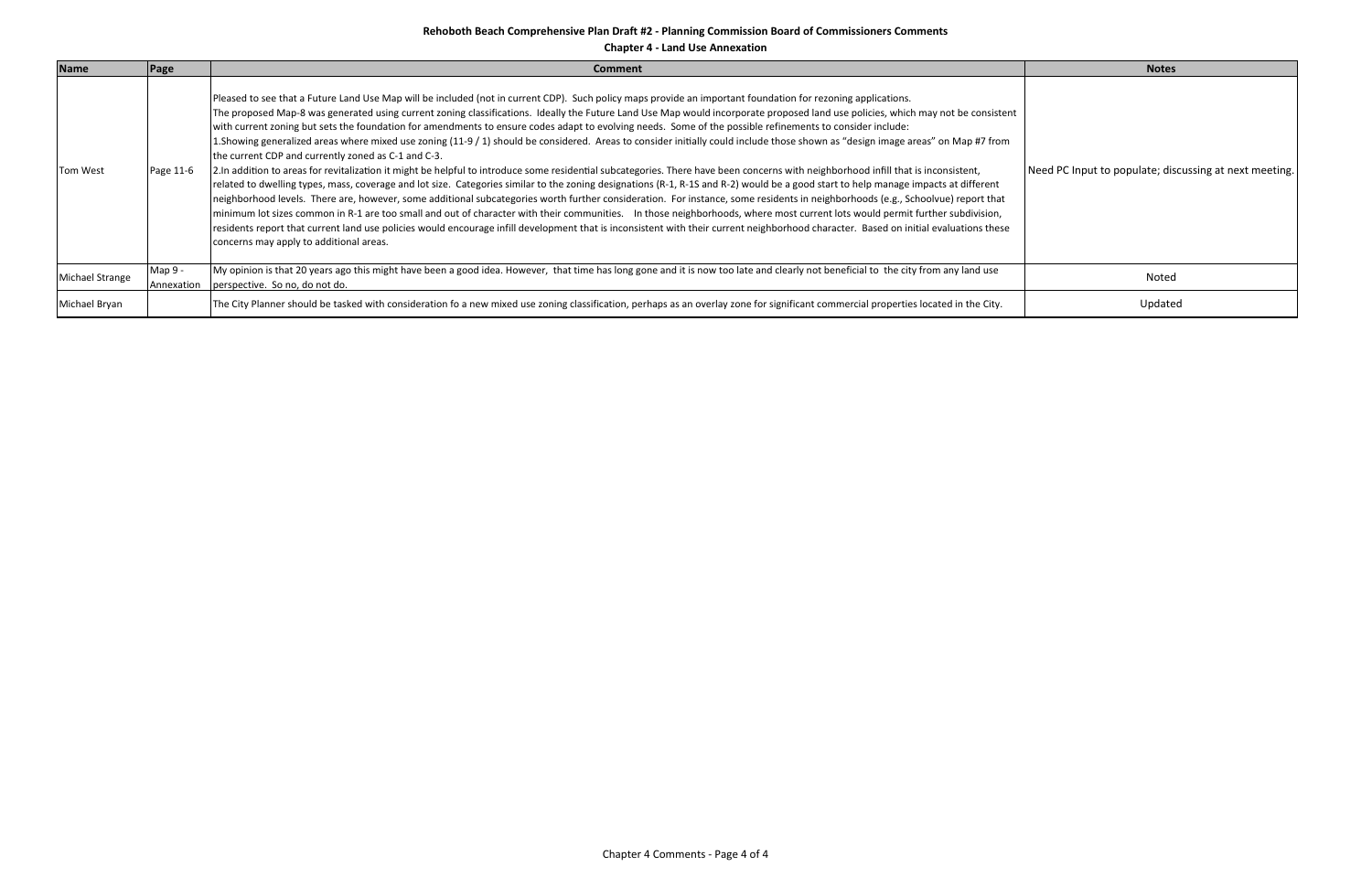**Rehoboth Beach Comprehensive Plan Draft #2 - Planning Commission Board of Commissioners Comments**

**Chapter 4 - Land Use Annexation**

| Name | Page | Comment | Notes |
|---|---|---|---|
| Tom West | Page 11-6 | Pleased to see that a Future Land Use Map will be included (not in current CDP). Such policy maps provide an important foundation for rezoning applications.<br>The proposed Map-8 was generated using current zoning classifications. Ideally the Future Land Use Map would incorporate proposed land use policies, which may not be consistent with current zoning but sets the foundation for amendments to ensure codes adapt to evolving needs. Some of the possible refinements to consider include:<br>1.Showing generalized areas where mixed use zoning (11-9 / 1) should be considered. Areas to consider initially could include those shown as "design image areas" on Map #7 from the current CDP and currently zoned as C-1 and C-3.<br>2.In addition to areas for revitalization it might be helpful to introduce some residential subcategories. There have been concerns with neighborhood infill that is inconsistent, related to dwelling types, mass, coverage and lot size. Categories similar to the zoning designations (R-1, R-1S and R-2) would be a good start to help manage impacts at different neighborhood levels. There are, however, some additional subcategories worth further consideration. For instance, some residents in neighborhoods (e.g., Schoolvue) report that minimum lot sizes common in R-1 are too small and out of character with their communities. In those neighborhoods, where most current lots would permit further subdivision, residents report that current land use policies would encourage infill development that is inconsistent with their current neighborhood character. Based on initial evaluations these concerns may apply to additional areas. | Need PC Input to populate; discussing at next meeting. |
| Michael Strange | Map 9 - Annexation | My opinion is that 20 years ago this might have been a good idea. However, that time has long gone and it is now too late and clearly not beneficial to the city from any land use perspective. So no, do not do. | Noted |
| Michael Bryan | | The City Planner should be tasked with consideration fo a new mixed use zoning classification, perhaps as an overlay zone for significant commercial properties located in the City. | Updated |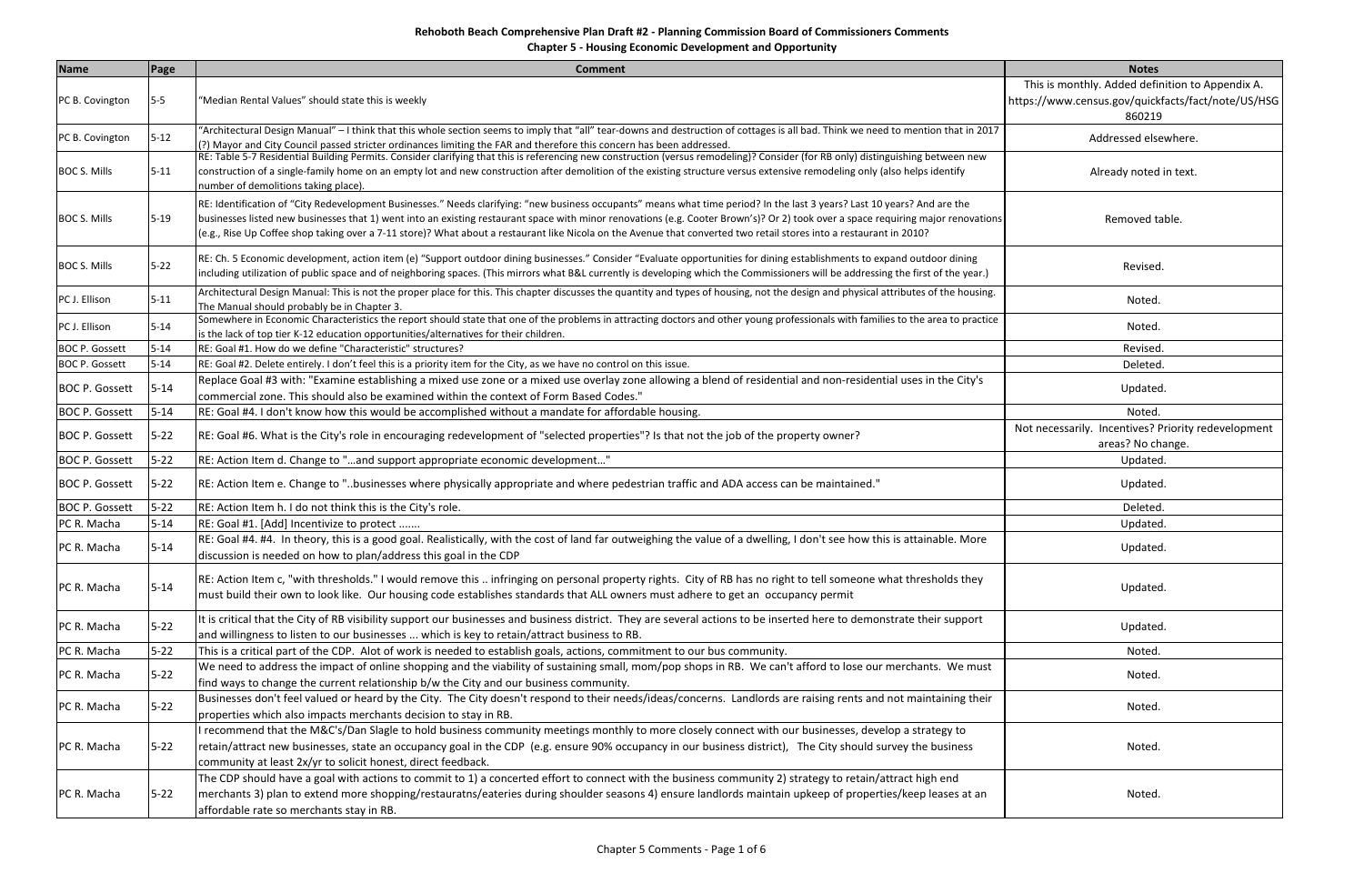# Rehoboth Beach Comprehensive Plan Draft #2 - Planning Commission Board of Commissioners Comments

## Chapter 5 - Housing Economic Development and Opportunity

| Name | Page | Comment | Notes |
|---|---|---|---|
| PC B. Covington | 5-5 | "Median Rental Values" should state this is weekly | This is monthly. Added definition to Appendix A. https://www.census.gov/quickfacts/fact/note/US/HSG860219 |
| PC B. Covington | 5-12 | "Architectural Design Manual" – I think that this whole section seems to imply that "all" tear-downs and destruction of cottages is all bad. Think we need to mention that in 2017 (?) Mayor and City Council passed stricter ordinances limiting the FAR and therefore this concern has been addressed. | Addressed elsewhere. |
| BOC S. Mills | 5-11 | RE: Table 5-7 Residential Building Permits. Consider clarifying that this is referencing new construction (versus remodeling)? Consider (for RB only) distinguishing between new construction of a single-family home on an empty lot and new construction after demolition of the existing structure versus extensive remodeling only (also helps identify number of demolitions taking place). | Already noted in text. |
| BOC S. Mills | 5-19 | RE: Identification of "City Redevelopment Businesses." Needs clarifying: "new business occupants" means what time period? In the last 3 years? Last 10 years? And are the businesses listed new businesses that 1) went into an existing restaurant space with minor renovations (e.g. Cooter Brown's)? Or 2) took over a space requiring major renovations (e.g., Rise Up Coffee shop taking over a 7-11 store)? What about a restaurant like Nicola on the Avenue that converted two retail stores into a restaurant in 2010? | Removed table. |
| BOC S. Mills | 5-22 | RE: Ch. 5 Economic development, action item (e) "Support outdoor dining businesses." Consider "Evaluate opportunities for dining establishments to expand outdoor dining including utilization of public space and of neighboring spaces. (This mirrors what B&L currently is developing which the Commissioners will be addressing the first of the year.) | Revised. |
| PC J. Ellison | 5-11 | Architectural Design Manual: This is not the proper place for this. This chapter discusses the quantity and types of housing, not the design and physical attributes of the housing. The Manual should probably be in Chapter 3. | Noted. |
| PC J. Ellison | 5-14 | Somewhere in Economic Characteristics the report should state that one of the problems in attracting doctors and other young professionals with families to the area to practice is the lack of top tier K-12 education opportunities/alternatives for their children. | Noted. |
| BOC P. Gossett | 5-14 | RE: Goal #1. How do we define "Characteristic" structures? | Revised. |
| BOC P. Gossett | 5-14 | RE: Goal #2. Delete entirely. I don't feel this is a priority item for the City, as we have no control on this issue. | Deleted. |
| BOC P. Gossett | 5-14 | Replace Goal #3 with: "Examine establishing a mixed use zone or a mixed use overlay zone allowing a blend of residential and non-residential uses in the City's commercial zone. This should also be examined within the context of Form Based Codes." | Updated. |
| BOC P. Gossett | 5-14 | RE: Goal #4. I don't know how this would be accomplished without a mandate for affordable housing. | Noted. |
| BOC P. Gossett | 5-22 | RE: Goal #6. What is the City's role in encouraging redevelopment of "selected properties"? Is that not the job of the property owner? | Not necessarily. Incentives? Priority redevelopment areas? No change. |
| BOC P. Gossett | 5-22 | RE: Action Item d. Change to "…and support appropriate economic development…" | Updated. |
| BOC P. Gossett | 5-22 | RE: Action Item e. Change to "..businesses where physically appropriate and where pedestrian traffic and ADA access can be maintained." | Updated. |
| BOC P. Gossett | 5-22 | RE: Action Item h. I do not think this is the City's role. | Deleted. |
| PC R. Macha | 5-14 | RE: Goal #1. [Add] Incentivize to protect ……. | Updated. |
| PC R. Macha | 5-14 | RE: Goal #4. #4. In theory, this is a good goal. Realistically, with the cost of land far outweighing the value of a dwelling, I don't see how this is attainable. More discussion is needed on how to plan/address this goal in the CDP | Updated. |
| PC R. Macha | 5-14 | RE: Action Item c, "with thresholds." I would remove this .. infringing on personal property rights. City of RB has no right to tell someone what thresholds they must build their own to look like. Our housing code establishes standards that ALL owners must adhere to get an occupancy permit | Updated. |
| PC R. Macha | 5-22 | It is critical that the City of RB visibility support our businesses and business district. They are several actions to be inserted here to demonstrate their support and willingness to listen to our businesses … which is key to retain/attract business to RB. | Updated. |
| PC R. Macha | 5-22 | This is a critical part of the CDP. Alot of work is needed to establish goals, actions, commitment to our bus community. | Noted. |
| PC R. Macha | 5-22 | We need to address the impact of online shopping and the viability of sustaining small, mom/pop shops in RB. We can't afford to lose our merchants. We must find ways to change the current relationship b/w the City and our business community. | Noted. |
| PC R. Macha | 5-22 | Businesses don't feel valued or heard by the City. The City doesn't respond to their needs/ideas/concerns. Landlords are raising rents and not maintaining their properties which also impacts merchants decision to stay in RB. | Noted. |
| PC R. Macha | 5-22 | I recommend that the M&C's/Dan Slagle to hold business community meetings monthly to more closely connect with our businesses, develop a strategy to retain/attract new businesses, state an occupancy goal in the CDP (e.g. ensure 90% occupancy in our business district), The City should survey the business community at least 2x/yr to solicit honest, direct feedback. | Noted. |
| PC R. Macha | 5-22 | The CDP should have a goal with actions to commit to 1) a concerted effort to connect with the business community 2) strategy to retain/attract high end merchants 3) plan to extend more shopping/restauratns/eateries during shoulder seasons 4) ensure landlords maintain upkeep of properties/keep leases at an affordable rate so merchants stay in RB. | Noted. |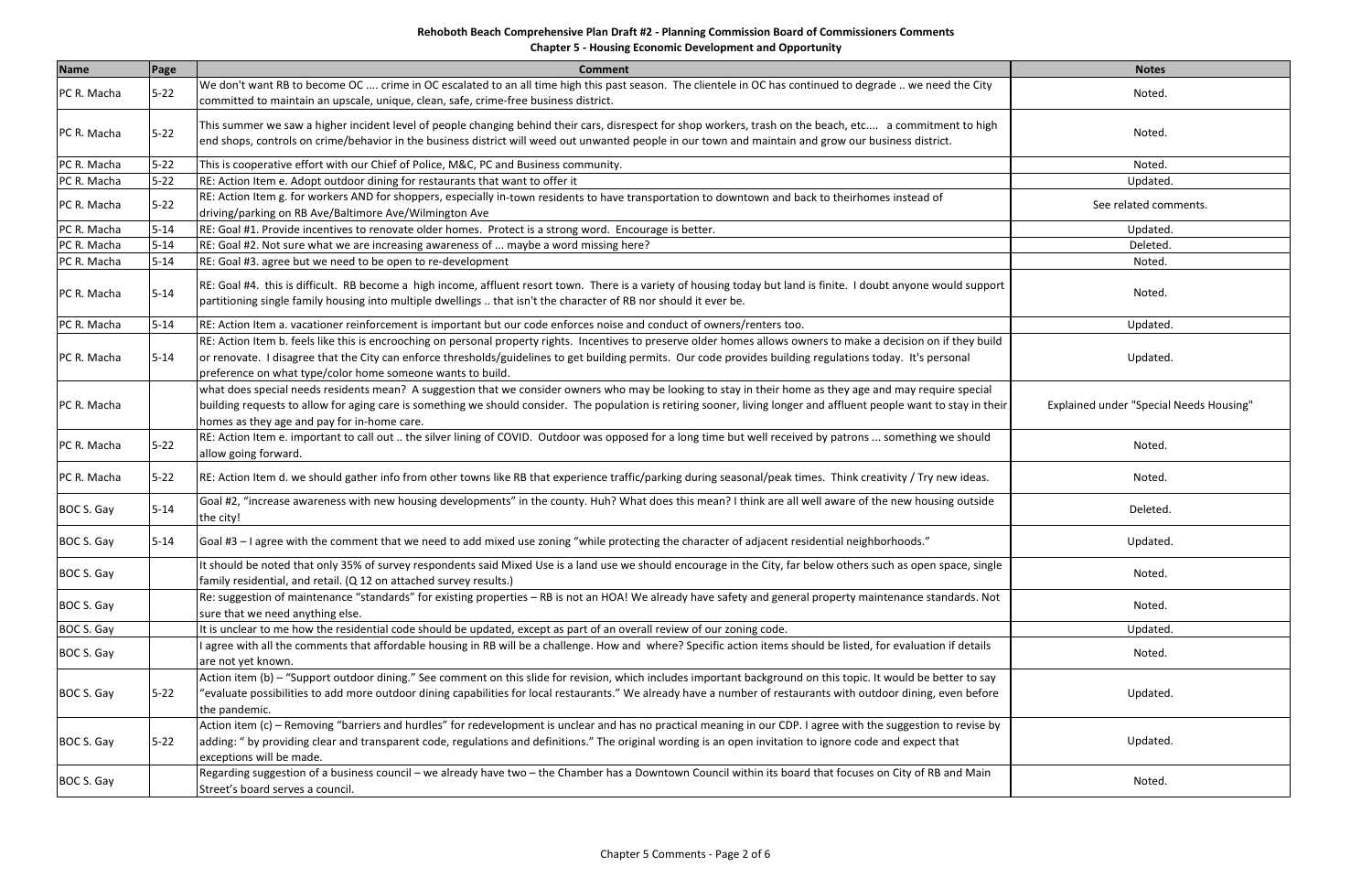# Rehoboth Beach Comprehensive Plan Draft #2 - Planning Commission Board of Commissioners Comments

## Chapter 5 - Housing Economic Development and Opportunity

| Name | Page | Comment | Notes |
|---|---|---|---|
| PC R. Macha | 5-22 | We don't want RB to become OC .... crime in OC escalated to an all time high this past season. The clientele in OC has continued to degrade .. we need the City committed to maintain an upscale, unique, clean, safe, crime-free business district. | Noted. |
| PC R. Macha | 5-22 | This summer we saw a higher incident level of people changing behind their cars, disrespect for shop workers, trash on the beach, etc.... a commitment to high end shops, controls on crime/behavior in the business district will weed out unwanted people in our town and maintain and grow our business district. | Noted. |
| PC R. Macha | 5-22 | This is cooperative effort with our Chief of Police, M&C, PC and Business community. | Noted. |
| PC R. Macha | 5-22 | RE: Action Item e. Adopt outdoor dining for restaurants that want to offer it | Updated. |
| PC R. Macha | 5-22 | RE: Action Item g. for workers AND for shoppers, especially in-town residents to have transportation to downtown and back to theirhomes instead of driving/parking on RB Ave/Baltimore Ave/Wilmington Ave | See related comments. |
| PC R. Macha | 5-14 | RE: Goal #1. Provide incentives to renovate older homes. Protect is a strong word. Encourage is better. | Updated. |
| PC R. Macha | 5-14 | RE: Goal #2. Not sure what we are increasing awareness of ... maybe a word missing here? | Deleted. |
| PC R. Macha | 5-14 | RE: Goal #3. agree but we need to be open to re-development | Noted. |
| PC R. Macha | 5-14 | RE: Goal #4. this is difficult. RB become a high income, affluent resort town. There is a variety of housing today but land is finite. I doubt anyone would support partitioning single family housing into multiple dwellings .. that isn't the character of RB nor should it ever be. | Noted. |
| PC R. Macha | 5-14 | RE: Action Item a. vacationer reinforcement is important but our code enforces noise and conduct of owners/renters too. | Updated. |
| PC R. Macha | 5-14 | RE: Action Item b. feels like this is encrooching on personal property rights. Incentives to preserve older homes allows owners to make a decision on if they build or renovate. I disagree that the City can enforce thresholds/guidelines to get building permits. Our code provides building regulations today. It's personal preference on what type/color home someone wants to build. | Updated. |
| PC R. Macha | | what does special needs residents mean? A suggestion that we consider owners who may be looking to stay in their home as they age and may require special building requests to allow for aging care is something we should consider. The population is retiring sooner, living longer and affluent people want to stay in their homes as they age and pay for in-home care. | Explained under "Special Needs Housing" |
| PC R. Macha | 5-22 | RE: Action Item e. important to call out .. the silver lining of COVID. Outdoor was opposed for a long time but well received by patrons ... something we should allow going forward. | Noted. |
| PC R. Macha | 5-22 | RE: Action Item d. we should gather info from other towns like RB that experience traffic/parking during seasonal/peak times. Think creativity / Try new ideas. | Noted. |
| BOC S. Gay | 5-14 | Goal #2, "increase awareness with new housing developments" in the county. Huh? What does this mean? I think are all well aware of the new housing outside the city! | Deleted. |
| BOC S. Gay | 5-14 | Goal #3 – I agree with the comment that we need to add mixed use zoning "while protecting the character of adjacent residential neighborhoods." | Updated. |
| BOC S. Gay | | It should be noted that only 35% of survey respondents said Mixed Use is a land use we should encourage in the City, far below others such as open space, single family residential, and retail. (Q 12 on attached survey results.) | Noted. |
| BOC S. Gay | | Re: suggestion of maintenance "standards" for existing properties – RB is not an HOA! We already have safety and general property maintenance standards. Not sure that we need anything else. | Noted. |
| BOC S. Gay | | It is unclear to me how the residential code should be updated, except as part of an overall review of our zoning code. | Updated. |
| BOC S. Gay | | I agree with all the comments that affordable housing in RB will be a challenge. How and where? Specific action items should be listed, for evaluation if details are not yet known. | Noted. |
| BOC S. Gay | 5-22 | Action item (b) – "Support outdoor dining." See comment on this slide for revision, which includes important background on this topic. It would be better to say "evaluate possibilities to add more outdoor dining capabilities for local restaurants." We already have a number of restaurants with outdoor dining, even before the pandemic. | Updated. |
| BOC S. Gay | 5-22 | Action item (c) – Removing "barriers and hurdles" for redevelopment is unclear and has no practical meaning in our CDP. I agree with the suggestion to revise by adding: " by providing clear and transparent code, regulations and definitions." The original wording is an open invitation to ignore code and expect that exceptions will be made. | Updated. |
| BOC S. Gay | | Regarding suggestion of a business council – we already have two – the Chamber has a Downtown Council within its board that focuses on City of RB and Main Street's board serves a council. | Noted. |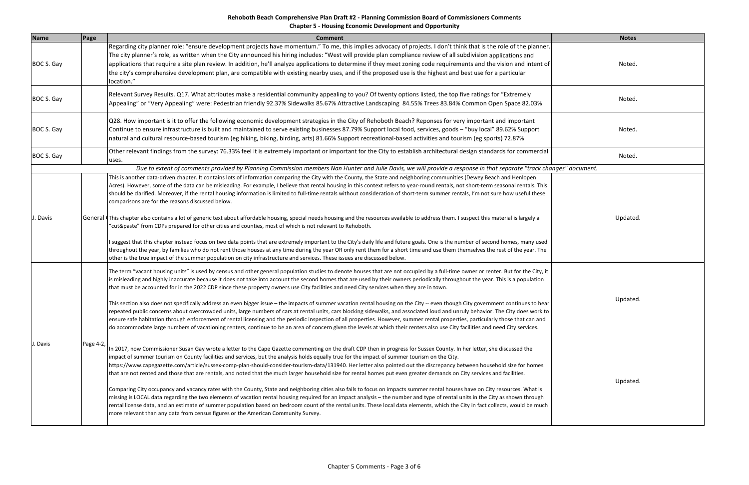**Rehoboth Beach Comprehensive Plan Draft #2 - Planning Commission Board of Commissioners Comments**

**Chapter 5 - Housing Economic Development and Opportunity**

| Name | Page | Comment | Notes |
|---|---|---|---|
| BOC S. Gay | | Regarding city planner role: "ensure development projects have momentum." To me, this implies advocacy of projects. I don't think that is the role of the planner. The city planner's role, as written when the City announced his hiring includes: "West will provide plan compliance review of all subdivision applications and applications that require a site plan review. In addition, he'll analyze applications to determine if they meet zoning code requirements and the vision and intent of the city's comprehensive development plan, are compatible with existing nearby uses, and if the proposed use is the highest and best use for a particular location." | Noted. |
| BOC S. Gay | | Relevant Survey Results. Q17. What attributes make a residential community appealing to you? Of twenty options listed, the top five ratings for "Extremely Appealing" or "Very Appealing" were: Pedestrian friendly 92.37% Sidewalks 85.67% Attractive Landscaping 84.55% Trees 83.84% Common Open Space 82.03% | Noted. |
| BOC S. Gay | | Q28. How important is it to offer the following economic development strategies in the City of Rehoboth Beach? Reponses for very important and important Continue to ensure infrastructure is built and maintained to serve existing businesses 87.79% Support local food, services, goods – "buy local" 89.62% Support natural and cultural resource-based tourism (eg hiking, biking, birding, arts) 81.66% Support recreational-based activities and tourism (eg sports) 72.87% | Noted. |
| BOC S. Gay | | Other relevant findings from the survey: 76.33% feel it is extremely important or important for the City to establish architectural design standards for commercial uses. | Noted. |
| *Due to extent of comments provided by Planning Commission members Nan Hunter and Julie Davis, we will provide a response in that separate "track changes" document.* | | | |
| J. Davis | General ( | This is another data-driven chapter. It contains lots of information comparing the City with the County, the State and neighboring communities (Dewey Beach and Henlopen Acres). However, some of the data can be misleading. For example, I believe that rental housing in this context refers to year-round rentals, not short-term seasonal rentals. This should be clarified. Moreover, if the rental housing information is limited to full-time rentals without consideration of short-term summer rentals, I'm not sure how useful these comparisons are for the reasons discussed below.<br><br>This chapter also contains a lot of generic text about affordable housing, special needs housing and the resources available to address them. I suspect this material is largely a "cut&paste" from CDPs prepared for other cities and counties, most of which is not relevant to Rehoboth.<br><br>I suggest that this chapter instead focus on two data points that are extremely important to the City's daily life and future goals. One is the number of second homes, many used throughout the year, by families who do not rent those houses at any time during the year OR only rent them for a short time and use them themselves the rest of the year. The other is the true impact of the summer population on city infrastructure and services. These issues are discussed below. | Updated. |
| J. Davis | Page 4-2, | The term "vacant housing units" is used by census and other general population studies to denote houses that are not occupied by a full-time owner or renter. But for the City, it is misleading and highly inaccurate because it does not take into account the second homes that are used by their owners periodically throughout the year. This is a population that must be accounted for in the 2022 CDP since these property owners use City facilities and need City services when they are in town.<br><br>This section also does not specifically address an even bigger issue – the impacts of summer vacation rental housing on the City -- even though City government continues to hear repeated public concerns about overcrowded units, large numbers of cars at rental units, cars blocking sidewalks, and associated loud and unruly behavior. The City does work to ensure safe habitation through enforcement of rental licensing and the periodic inspection of all properties. However, summer rental properties, particularly those that can and do accommodate large numbers of vacationing renters, continue to be an area of concern given the levels at which their renters also use City facilities and need City services.<br><br>In 2017, now Commissioner Susan Gay wrote a letter to the Cape Gazette commenting on the draft CDP then in progress for Sussex County. In her letter, she discussed the impact of summer tourism on County facilities and services, but the analysis holds equally true for the impact of summer tourism on the City. https://www.capegazette.com/article/sussex-comp-plan-should-consider-tourism-data/131940. Her letter also pointed out the discrepancy between household size for homes that are not rented and those that are rentals, and noted that the much larger household size for rental homes put even greater demands on City services and facilities.<br><br>Comparing City occupancy and vacancy rates with the County, State and neighboring cities also fails to focus on impacts summer rental houses have on City resources. What is missing is LOCAL data regarding the two elements of vacation rental housing required for an impact analysis – the number and type of rental units in the City as shown through rental license data, and an estimate of summer population based on bedroom count of the rental units. These local data elements, which the City in fact collects, would be much more relevant than any data from census figures or the American Community Survey. | Updated.<br><br>Updated. |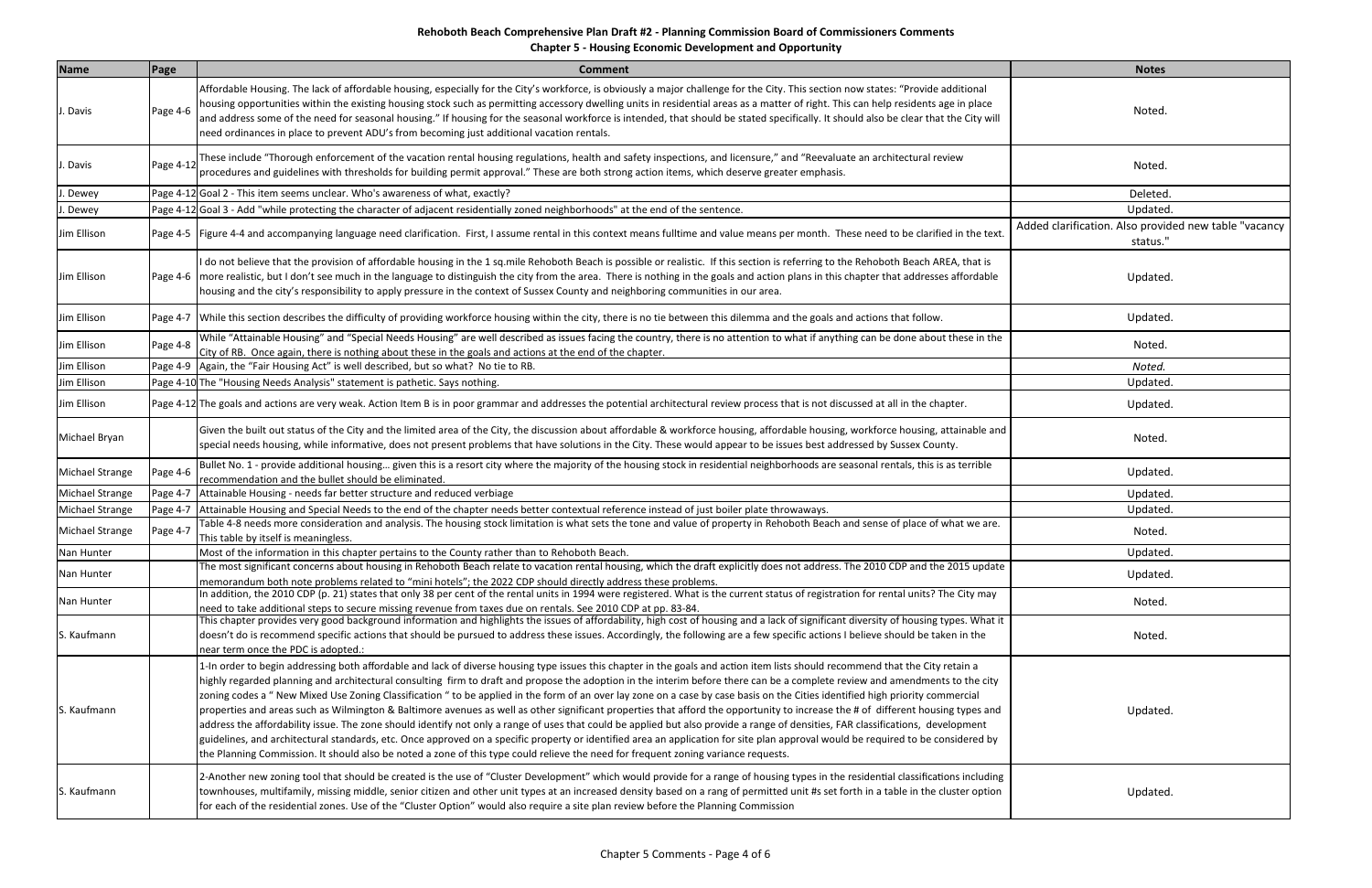# Rehoboth Beach Comprehensive Plan Draft #2 - Planning Commission Board of Commissioners Comments

## Chapter 5 - Housing Economic Development and Opportunity

| Name | Page | Comment | Notes |
|---|---|---|---|
| J. Davis | Page 4-6 | Affordable Housing. The lack of affordable housing, especially for the City's workforce, is obviously a major challenge for the City. This section now states: "Provide additional housing opportunities within the existing housing stock such as permitting accessory dwelling units in residential areas as a matter of right. This can help residents age in place and address some of the need for seasonal housing." If housing for the seasonal workforce is intended, that should be stated specifically. It should also be clear that the City will need ordinances in place to prevent ADU's from becoming just additional vacation rentals. | Noted. |
| J. Davis | Page 4-12 | These include "Thorough enforcement of the vacation rental housing regulations, health and safety inspections, and licensure," and "Reevaluate an architectural review procedures and guidelines with thresholds for building permit approval." These are both strong action items, which deserve greater emphasis. | Noted. |
| J. Dewey | Page 4-12 | Goal 2 - This item seems unclear. Who's awareness of what, exactly? | Deleted. |
| J. Dewey | Page 4-12 | Goal 3 - Add "while protecting the character of adjacent residentially zoned neighborhoods" at the end of the sentence. | Updated. |
| Jim Ellison | Page 4-5 | Figure 4-4 and accompanying language need clarification. First, I assume rental in this context means fulltime and value means per month. These need to be clarified in the text. | Added clarification. Also provided new table "vacancy status." |
| Jim Ellison | Page 4-6 | I do not believe that the provision of affordable housing in the 1 sq.mile Rehoboth Beach is possible or realistic. If this section is referring to the Rehoboth Beach AREA, that is more realistic, but I don't see much in the language to distinguish the city from the area. There is nothing in the goals and action plans in this chapter that addresses affordable housing and the city's responsibility to apply pressure in the context of Sussex County and neighboring communities in our area. | Updated. |
| Jim Ellison | Page 4-7 | While this section describes the difficulty of providing workforce housing within the city, there is no tie between this dilemma and the goals and actions that follow. | Updated. |
| Jim Ellison | Page 4-8 | While "Attainable Housing" and "Special Needs Housing" are well described as issues facing the country, there is no attention to what if anything can be done about these in the City of RB. Once again, there is nothing about these in the goals and actions at the end of the chapter. | Noted. |
| Jim Ellison | Page 4-9 | Again, the "Fair Housing Act" is well described, but so what? No tie to RB. | *Noted.* |
| Jim Ellison | Page 4-10 | The "Housing Needs Analysis" statement is pathetic. Says nothing. | Updated. |
| Jim Ellison | Page 4-12 | The goals and actions are very weak. Action Item B is in poor grammar and addresses the potential architectural review process that is not discussed at all in the chapter. | Updated. |
| Michael Bryan | | Given the built out status of the City and the limited area of the City, the discussion about affordable & workforce housing, affordable housing, workforce housing, attainable and special needs housing, while informative, does not present problems that have solutions in the City. These would appear to be issues best addressed by Sussex County. | Noted. |
| Michael Strange | Page 4-6 | Bullet No. 1 - provide additional housing... given this is a resort city where the majority of the housing stock in residential neighborhoods are seasonal rentals, this is as terrible recommendation and the bullet should be eliminated. | Updated. |
| Michael Strange | Page 4-7 | Attainable Housing - needs far better structure and reduced verbiage | Updated. |
| Michael Strange | Page 4-7 | Attainable Housing and Special Needs to the end of the chapter needs better contextual reference instead of just boiler plate throwaways. | Updated. |
| Michael Strange | Page 4-7 | Table 4-8 needs more consideration and analysis. The housing stock limitation is what sets the tone and value of property in Rehoboth Beach and sense of place of what we are. This table by itself is meaningless. | Noted. |
| Nan Hunter | | Most of the information in this chapter pertains to the County rather than to Rehoboth Beach. | Updated. |
| Nan Hunter | | The most significant concerns about housing in Rehoboth Beach relate to vacation rental housing, which the draft explicitly does not address. The 2010 CDP and the 2015 update memorandum both note problems related to "mini hotels"; the 2022 CDP should directly address these problems. | Updated. |
| Nan Hunter | | In addition, the 2010 CDP (p. 21) states that only 38 per cent of the rental units in 1994 were registered. What is the current status of registration for rental units? The City may need to take additional steps to secure missing revenue from taxes due on rentals. See 2010 CDP at pp. 83-84. | Noted. |
| S. Kaufmann | | This chapter provides very good background information and highlights the issues of affordability, high cost of housing and a lack of significant diversity of housing types. What it doesn't do is recommend specific actions that should be pursued to address these issues. Accordingly, the following are a few specific actions I believe should be taken in the near term once the PDC is adopted.: | Noted. |
| S. Kaufmann | | 1-In order to begin addressing both affordable and lack of diverse housing type issues this chapter in the goals and action item lists should recommend that the City retain a highly regarded planning and architectural consulting firm to draft and propose the adoption in the interim before there can be a complete review and amendments to the city zoning codes a " New Mixed Use Zoning Classification " to be applied in the form of an over lay zone on a case by case basis on the Cities identified high priority commercial properties and areas such as Wilmington & Baltimore avenues as well as other significant properties that afford the opportunity to increase the # of different housing types and address the affordability issue. The zone should identify not only a range of uses that could be applied but also provide a range of densities, FAR classifications, development guidelines, and architectural standards, etc. Once approved on a specific property or identified area an application for site plan approval would be required to be considered by the Planning Commission. It should also be noted a zone of this type could relieve the need for frequent zoning variance requests. | Updated. |
| S. Kaufmann | | 2-Another new zoning tool that should be created is the use of "Cluster Development" which would provide for a range of housing types in the residential classifications including townhouses, multifamily, missing middle, senior citizen and other unit types at an increased density based on a rang of permitted unit #s set forth in a table in the cluster option for each of the residential zones. Use of the "Cluster Option" would also require a site plan review before the Planning Commission | Updated. |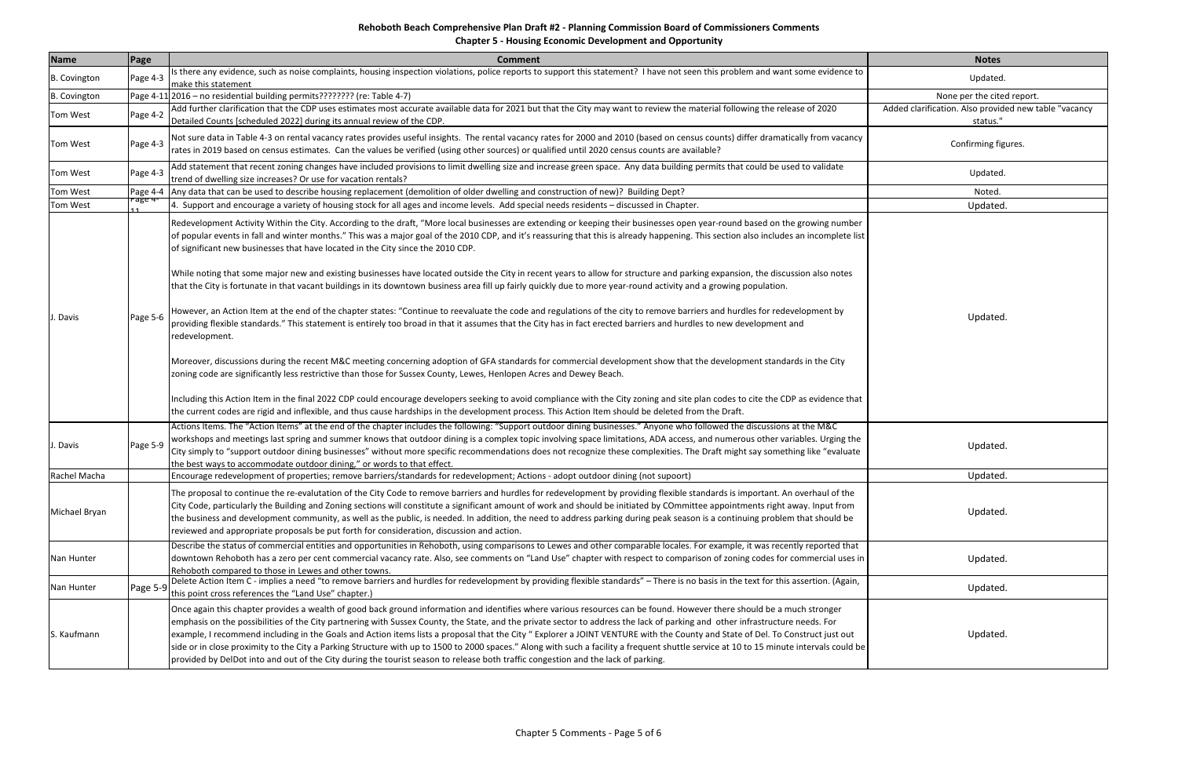# Rehoboth Beach Comprehensive Plan Draft #2 - Planning Commission Board of Commissioners Comments

## Chapter 5 - Housing Economic Development and Opportunity

| Name | Page | Comment | Notes |
|---|---|---|---|
| B. Covington | Page 4-3 | Is there any evidence, such as noise complaints, housing inspection violations, police reports to support this statement? I have not seen this problem and want some evidence to make this statement | Updated. |
| B. Covington | Page 4-11 | 2016 – no residential building permits???????? (re: Table 4-7) | None per the cited report. |
| Tom West | Page 4-2 | Add further clarification that the CDP uses estimates most accurate available data for 2021 but that the City may want to review the material following the release of 2020 Detailed Counts [scheduled 2022] during its annual review of the CDP. | Added clarification. Also provided new table "vacancy status." |
| Tom West | Page 4-3 | Not sure data in Table 4-3 on rental vacancy rates provides useful insights. The rental vacancy rates for 2000 and 2010 (based on census counts) differ dramatically from vacancy rates in 2019 based on census estimates. Can the values be verified (using other sources) or qualified until 2020 census counts are available? | Confirming figures. |
| Tom West | Page 4-3 | Add statement that recent zoning changes have included provisions to limit dwelling size and increase green space. Any data building permits that could be used to validate trend of dwelling size increases? Or use for vacation rentals? | Updated. |
| Tom West | Page 4-4 | Any data that can be used to describe housing replacement (demolition of older dwelling and construction of new)? Building Dept? | Noted. |
| Tom West | Page 4-11 | 4. Support and encourage a variety of housing stock for all ages and income levels. Add special needs residents – discussed in Chapter. | Updated. |
| J. Davis | Page 5-6 | Redevelopment Activity Within the City. According to the draft, "More local businesses are extending or keeping their businesses open year-round based on the growing number of popular events in fall and winter months." This was a major goal of the 2010 CDP, and it's reassuring that this is already happening. This section also includes an incomplete list of significant new businesses that have located in the City since the 2010 CDP.<br><br>While noting that some major new and existing businesses have located outside the City in recent years to allow for structure and parking expansion, the discussion also notes that the City is fortunate in that vacant buildings in its downtown business area fill up fairly quickly due to more year-round activity and a growing population.<br><br>However, an Action Item at the end of the chapter states: "Continue to reevaluate the code and regulations of the city to remove barriers and hurdles for redevelopment by providing flexible standards." This statement is entirely too broad in that it assumes that the City has in fact erected barriers and hurdles to new development and redevelopment.<br><br>Moreover, discussions during the recent M&C meeting concerning adoption of GFA standards for commercial development show that the development standards in the City zoning code are significantly less restrictive than those for Sussex County, Lewes, Henlopen Acres and Dewey Beach.<br><br>Including this Action Item in the final 2022 CDP could encourage developers seeking to avoid compliance with the City zoning and site plan codes to cite the CDP as evidence that the current codes are rigid and inflexible, and thus cause hardships in the development process. This Action Item should be deleted from the Draft. | Updated. |
| J. Davis | Page 5-9 | Actions Items. The "Action Items" at the end of the chapter includes the following: "Support outdoor dining businesses." Anyone who followed the discussions at the M&C workshops and meetings last spring and summer knows that outdoor dining is a complex topic involving space limitations, ADA access, and numerous other variables. Urging the City simply to "support outdoor dining businesses" without more specific recommendations does not recognize these complexities. The Draft might say something like "evaluate the best ways to accommodate outdoor dining," or words to that effect. | Updated. |
| Rachel Macha | | Encourage redevelopment of properties; remove barriers/standards for redevelopment; Actions - adopt outdoor dining (not supoort) | Updated. |
| Michael Bryan | | The proposal to continue the re-evalutation of the City Code to remove barriers and hurdles for redevelopment by providing flexible standards is important. An overhaul of the City Code, particularly the Building and Zoning sections will constitute a significant amount of work and should be initiated by COmmittee appointments right away. Input from the business and development community, as well as the public, is needed. In addition, the need to address parking during peak season is a continuing problem that should be reviewed and appropriate proposals be put forth for consideration, discussion and action. | Updated. |
| Nan Hunter | | Describe the status of commercial entities and opportunities in Rehoboth, using comparisons to Lewes and other comparable locales. For example, it was recently reported that downtown Rehoboth has a zero per cent commercial vacancy rate. Also, see comments on "Land Use" chapter with respect to comparison of zoning codes for commercial uses in Rehoboth compared to those in Lewes and other towns. | Updated. |
| Nan Hunter | Page 5-9 | Delete Action Item C - implies a need "to remove barriers and hurdles for redevelopment by providing flexible standards" – There is no basis in the text for this assertion. (Again, this point cross references the "Land Use" chapter.) | Updated. |
| S. Kaufmann | | Once again this chapter provides a wealth of good back ground information and identifies where various resources can be found. However there should be a much stronger emphasis on the possibilities of the City partnering with Sussex County, the State, and the private sector to address the lack of parking and other infrastructure needs. For example, I recommend including in the Goals and Action items lists a proposal that the City " Explorer a JOINT VENTURE with the County and State of Del. To Construct just out side or in close proximity to the City a Parking Structure with up to 1500 to 2000 spaces." Along with such a facility a frequent shuttle service at 10 to 15 minute intervals could be provided by DelDot into and out of the City during the tourist season to release both traffic congestion and the lack of parking. | Updated. |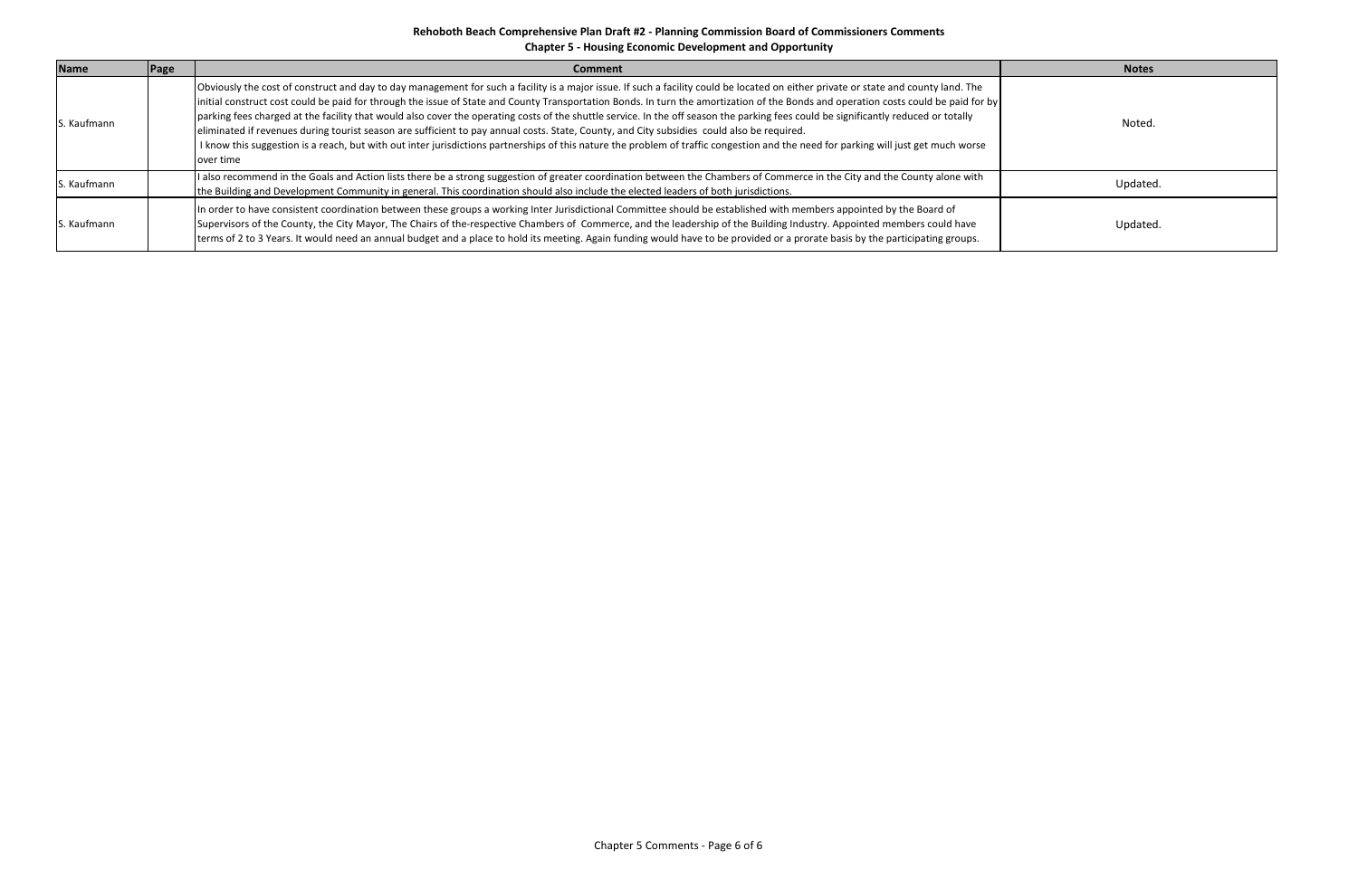**Rehoboth Beach Comprehensive Plan Draft #2 - Planning Commission Board of Commissioners Comments**

**Chapter 5 - Housing Economic Development and Opportunity**

| Name | Page | Comment | Notes |
|---|---|---|---|
| S. Kaufmann | | Obviously the cost of construct and day to day management for such a facility is a major issue. If such a facility could be located on either private or state and county land. The initial construct cost could be paid for through the issue of State and County Transportation Bonds. In turn the amortization of the Bonds and operation costs could be paid for by parking fees charged at the facility that would also cover the operating costs of the shuttle service. In the off season the parking fees could be significantly reduced or totally eliminated if revenues during tourist season are sufficient to pay annual costs. State, County, and City subsidies could also be required. I know this suggestion is a reach, but with out inter jurisdictions partnerships of this nature the problem of traffic congestion and the need for parking will just get much worse over time | Noted. |
| S. Kaufmann | | I also recommend in the Goals and Action lists there be a strong suggestion of greater coordination between the Chambers of Commerce in the City and the County alone with the Building and Development Community in general. This coordination should also include the elected leaders of both jurisdictions. | Updated. |
| S. Kaufmann | | In order to have consistent coordination between these groups a working Inter Jurisdictional Committee should be established with members appointed by the Board of Supervisors of the County, the City Mayor, The Chairs of the-respective Chambers of Commerce, and the leadership of the Building Industry. Appointed members could have terms of 2 to 3 Years. It would need an annual budget and a place to hold its meeting. Again funding would have to be provided or a prorate basis by the participating groups. | Updated. |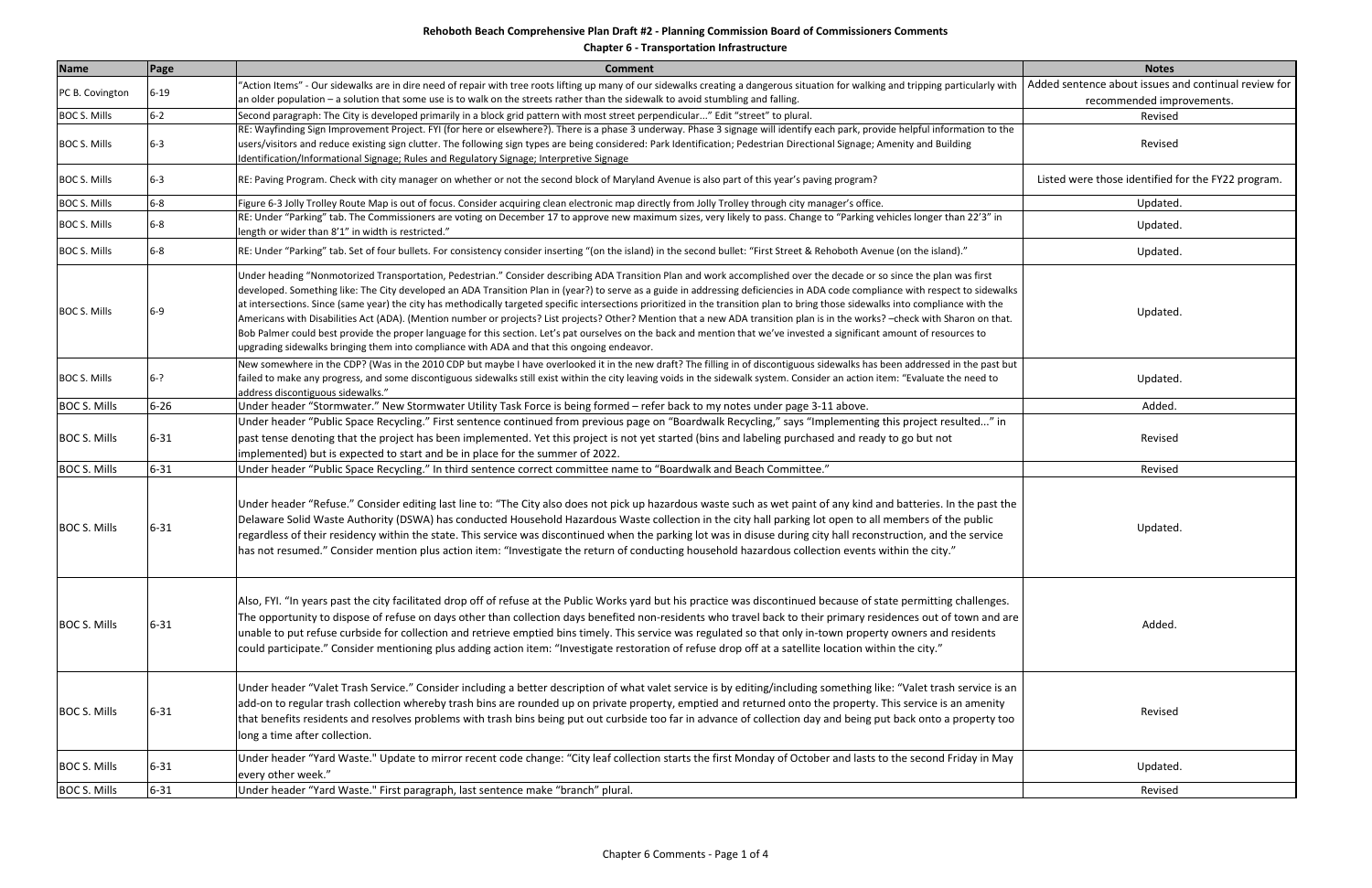# Rehoboth Beach Comprehensive Plan Draft #2 - Planning Commission Board of Commissioners Comments

## Chapter 6 - Transportation Infrastructure

| Name | Page | Comment | Notes |
|---|---|---|---|
| PC B. Covington | 6-19 | "Action Items" - Our sidewalks are in dire need of repair with tree roots lifting up many of our sidewalks creating a dangerous situation for walking and tripping particularly with an older population – a solution that some use is to walk on the streets rather than the sidewalk to avoid stumbling and falling. | Added sentence about issues and continual review for recommended improvements. |
| BOC S. Mills | 6-2 | Second paragraph: The City is developed primarily in a block grid pattern with most street perpendicular..." Edit "street" to plural. | Revised |
| BOC S. Mills | 6-3 | RE: Wayfinding Sign Improvement Project. FYI (for here or elsewhere?). There is a phase 3 underway. Phase 3 signage will identify each park, provide helpful information to the users/visitors and reduce existing sign clutter. The following sign types are being considered: Park Identification; Pedestrian Directional Signage; Amenity and Building Identification/Informational Signage; Rules and Regulatory Signage; Interpretive Signage | Revised |
| BOC S. Mills | 6-3 | RE: Paving Program. Check with city manager on whether or not the second block of Maryland Avenue is also part of this year's paving program? | Listed were those identified for the FY22 program. |
| BOC S. Mills | 6-8 | Figure 6-3 Jolly Trolley Route Map is out of focus. Consider acquiring clean electronic map directly from Jolly Trolley through city manager's office. | Updated. |
| BOC S. Mills | 6-8 | RE: Under "Parking" tab. The Commissioners are voting on December 17 to approve new maximum sizes, very likely to pass. Change to "Parking vehicles longer than 22'3" in length or wider than 8'1" in width is restricted." | Updated. |
| BOC S. Mills | 6-8 | RE: Under "Parking" tab. Set of four bullets. For consistency consider inserting "(on the island) in the second bullet: "First Street & Rehoboth Avenue (on the island)." | Updated. |
| BOC S. Mills | 6-9 | Under heading "Nonmotorized Transportation, Pedestrian." Consider describing ADA Transition Plan and work accomplished over the decade or so since the plan was first developed. Something like: The City developed an ADA Transition Plan in (year?) to serve as a guide in addressing deficiencies in ADA code compliance with respect to sidewalks at intersections. Since (same year) the city has methodically targeted specific intersections prioritized in the transition plan to bring those sidewalks into compliance with the Americans with Disabilities Act (ADA). (Mention number or projects? List projects? Other? Mention that a new ADA transition plan is in the works? –check with Sharon on that. Bob Palmer could best provide the proper language for this section. Let's pat ourselves on the back and mention that we've invested a significant amount of resources to upgrading sidewalks bringing them into compliance with ADA and that this ongoing endeavor. | Updated. |
| BOC S. Mills | 6-? | New somewhere in the CDP? (Was in the 2010 CDP but maybe I have overlooked it in the new draft? The filling in of discontiguous sidewalks has been addressed in the past but failed to make any progress, and some discontiguous sidewalks still exist within the city leaving voids in the sidewalk system. Consider an action item: "Evaluate the need to address discontiguous sidewalks." | Updated. |
| BOC S. Mills | 6-26 | Under header "Stormwater." New Stormwater Utility Task Force is being formed – refer back to my notes under page 3-11 above. | Added. |
| BOC S. Mills | 6-31 | Under header "Public Space Recycling." First sentence continued from previous page on "Boardwalk Recycling," says "Implementing this project resulted..." in past tense denoting that the project has been implemented. Yet this project is not yet started (bins and labeling purchased and ready to go but not implemented) but is expected to start and be in place for the summer of 2022. | Revised |
| BOC S. Mills | 6-31 | Under header "Public Space Recycling." In third sentence correct committee name to "Boardwalk and Beach Committee." | Revised |
| BOC S. Mills | 6-31 | Under header "Refuse." Consider editing last line to: "The City also does not pick up hazardous waste such as wet paint of any kind and batteries. In the past the Delaware Solid Waste Authority (DSWA) has conducted Household Hazardous Waste collection in the city hall parking lot open to all members of the public regardless of their residency within the state. This service was discontinued when the parking lot was in disuse during city hall reconstruction, and the service has not resumed." Consider mention plus action item: "Investigate the return of conducting household hazardous collection events within the city." | Updated. |
| BOC S. Mills | 6-31 | Also, FYI. "In years past the city facilitated drop off of refuse at the Public Works yard but his practice was discontinued because of state permitting challenges. The opportunity to dispose of refuse on days other than collection days benefited non-residents who travel back to their primary residences out of town and are unable to put refuse curbside for collection and retrieve emptied bins timely. This service was regulated so that only in-town property owners and residents could participate." Consider mentioning plus adding action item: "Investigate restoration of refuse drop off at a satellite location within the city." | Added. |
| BOC S. Mills | 6-31 | Under header "Valet Trash Service." Consider including a better description of what valet service is by editing/including something like: "Valet trash service is an add-on to regular trash collection whereby trash bins are rounded up on private property, emptied and returned onto the property. This service is an amenity that benefits residents and resolves problems with trash bins being put out curbside too far in advance of collection day and being put back onto a property too long a time after collection. | Revised |
| BOC S. Mills | 6-31 | Under header "Yard Waste." Update to mirror recent code change: "City leaf collection starts the first Monday of October and lasts to the second Friday in May every other week." | Updated. |
| BOC S. Mills | 6-31 | Under header "Yard Waste." First paragraph, last sentence make "branch" plural. | Revised |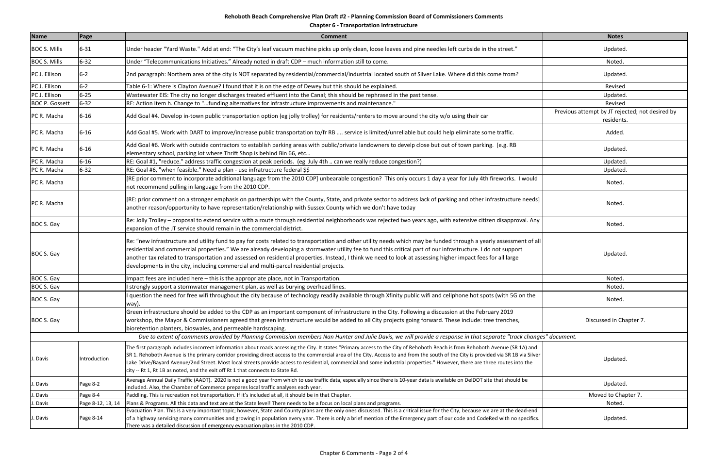# Rehoboth Beach Comprehensive Plan Draft #2 - Planning Commission Board of Commissioners Comments

## Chapter 6 - Transportation Infrastructure

| Name | Page | Comment | Notes |
|---|---|---|---|
| BOC S. Mills | 6-31 | Under header "Yard Waste." Add at end: "The City's leaf vacuum machine picks up only clean, loose leaves and pine needles left curbside in the street." | Updated. |
| BOC S. Mills | 6-32 | Under "Telecommunications Initiatives." Already noted in draft CDP – much information still to come. | Noted. |
| PC J. Ellison | 6-2 | 2nd paragraph: Northern area of the city is NOT separated by residential/commercial/industrial located south of Silver Lake. Where did this come from? | Updated. |
| PC J. Ellison | 6-2 | Table 6-1: Where is Clayton Avenue? I found that it is on the edge of Dewey but this should be explained. | Revised |
| PC J. Ellison | 6-25 | Wastewater EIS: The city no longer discharges treated effluent into the Canal; this should be rephrased in the past tense. | Updated. |
| BOC P. Gossett | 6-32 | RE: Action Item h. Change to "...funding alternatives for infrastructure improvements and maintenance." | Revised |
| PC R. Macha | 6-16 | Add Goal #4. Develop in-town public transportation option (eg jolly trolley) for residents/renters to move around the city w/o using their car | Previous attempt by JT rejected; not desired by residents. |
| PC R. Macha | 6-16 | Add Goal #5. Work with DART to improve/increase public transportation to/fr RB .... service is limited/unreliable but could help eliminate some traffic. | Added. |
| PC R. Macha | 6-16 | Add Goal #6. Work with outside contractors to establish parking areas with public/private landowners to develp close but out of town parking. (e.g. RB elementary school, parking lot where Thrift Shop is behind Bin 66, etc... | Updated. |
| PC R. Macha | 6-16 | RE: Goal #1, "reduce." address traffic congestion at peak periods. (eg July 4th .. can we really reduce congestion?) | Updated. |
| PC R. Macha | 6-32 | RE: Goal #6, "when feasible." Need a plan - use infratructure federal $$ | Updated. |
| PC R. Macha | | [RE prior comment to incorporate additional language from the 2010 CDP] unbearable congestion? This only occurs 1 day a year for July 4th fireworks. I would not recommend pulling in language from the 2010 CDP. | Noted. |
| PC R. Macha | | [RE: prior comment on a stronger emphasis on partnerships with the County, State, and private sector to address lack of parking and other infrastructure needs] another reason/opportunity to have representation/relationship with Sussex County which we don't have today | Noted. |
| BOC S. Gay | | Re: Jolly Trolley – proposal to extend service with a route through residential neighborhoods was rejected two years ago, with extensive citizen disapproval. Any expansion of the JT service should remain in the commercial district. | Noted. |
| BOC S. Gay | | Re: "new infrastructure and utility fund to pay for costs related to transportation and other utility needs which may be funded through a yearly assessment of all residential and commercial properties." We are already developing a stormwater utility fee to fund this critical part of our infrastructure. I do not support another tax related to transportation and assessed on residential properties. Instead, I think we need to look at assessing higher impact fees for all large developments in the city, including commercial and multi-parcel residential projects. | Updated. |
| BOC S. Gay | | Impact fees are included here – this is the appropriate place, not in Transportation. | Noted. |
| BOC S. Gay | | I strongly support a stormwater management plan, as well as burying overhead lines. | Noted. |
| BOC S. Gay | | I question the need for free wifi throughout the city because of technology readily available through Xfinity public wifi and cellphone hot spots (with 5G on the way). | Noted. |
| BOC S. Gay | | Green infrastructure should be added to the CDP as an important component of infrastructure in the City. Following a discussion at the February 2019 workshop, the Mayor & Commissioners agreed that green infrastructure would be added to all City projects going forward. These include: tree trenches, bioretention planters, bioswales, and permeable hardscaping. | Discussed in Chapter 7. |
| *Due to extent of comments provided by Planning Commission members Nan Hunter and Julie Davis, we will provide a response in that separate "track changes" document.* | | | |
| J. Davis | Introduction | The first paragraph includes incorrect information about roads accessing the City. It states "Primary access to the City of Rehoboth Beach is from Rehoboth Avenue (SR 1A) and SR 1. Rehoboth Avenue is the primary corridor providing direct access to the commercial area of the City. Access to and from the south of the City is provided via SR 1B via Silver Lake Drive/Bayard Avenue/2nd Street. Most local streets provide access to residential, commercial and some industrial properties." However, there are three routes into the city -- Rt 1, Rt 1B as noted, and the exit off Rt 1 that connects to State Rd. | Updated. |
| J. Davis | Page 8-2 | Average Annual Daily Traffic (AADT). 2020 is not a good year from which to use traffic data, especially since there is 10-year data is available on DelDOT site that should be included. Also, the Chamber of Commerce prepares local traffic analyses each year. | Updated. |
| J. Davis | Page 8-4 | Paddling. This is recreation not transportation. If it's included at all, it should be in that Chapter. | Moved to Chapter 7. |
| J. Davis | Page 8-12, 13, 14 | Plans & Programs. All this data and text are at the State level! There needs to be a focus on local plans and programs. | Noted. |
| J. Davis | Page 8-14 | Evacuation Plan. This is a very important topic; however, State and County plans are the only ones discussed. This is a critical issue for the City, because we are at the dead-end of a highway servicing many communities and growing in population every year. There is only a brief mention of the Emergency part of our code and CodeRed with no specifics. There was a detailed discussion of emergency evacuation plans in the 2010 CDP. | Updated. |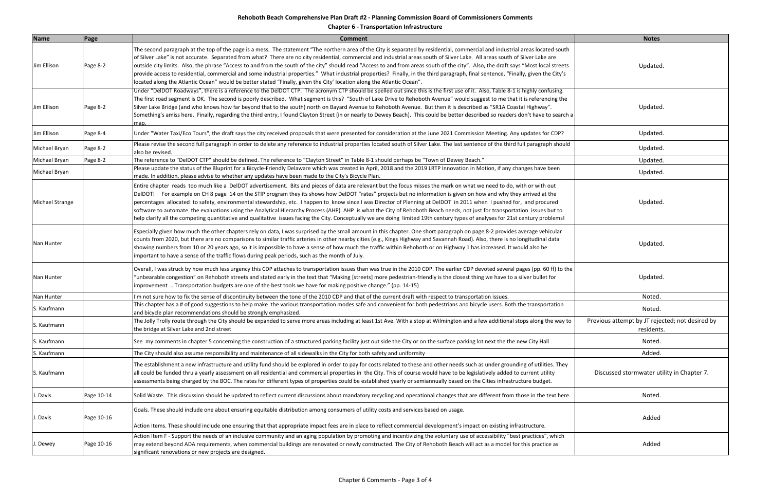**Rehoboth Beach Comprehensive Plan Draft #2 - Planning Commission Board of Commissioners Comments**

**Chapter 6 - Transportation Infrastructure**

| Name | Page | Comment | Notes |
|---|---|---|---|
| Jim Ellison | Page 8-2 | The second paragraph at the top of the page is a mess. The statement "The northern area of the City is separated by residential, commercial and industrial areas located south of Silver Lake" is not accurate. Separated from what? There are no city residential, commercial and industrial areas south of Silver Lake. All areas south of Silver Lake are outside city limits. Also, the phrase "Access to and from the south of the city" should read "Access to and from areas south of the city". Also, the draft says "Most local streets provide access to residential, commercial and some industrial properties." What industrial properties? Finally, in the third paragraph, final sentence, "Finally, given the City's located along the Atlantic Ocean" would be better stated "Finally, given the City' location along the Atlantic Ocean". | Updated. |
| Jim Ellison | Page 8-2 | Under "DelDOT Roadways", there is a reference to the DelDOT CTP. The acronym CTP should be spelled out since this is the first use of it. Also, Table 8-1 is highly confusing. The first road segment is OK. The second is poorly described. What segment is this? "South of Lake Drive to Rehoboth Avenue" would suggest to me that it is referencing the Silver Lake Bridge (and who knows how far beyond that to the south) north on Bayard Avenue to Rehoboth Avenue. But then it is described as "SR1A Coastal Highway". Something's amiss here. Finally, regarding the third entry, I found Clayton Street (in or nearly to Dewey Beach). This could be better described so readers don't have to search a map. | Updated. |
| Jim Ellison | Page 8-4 | Under "Water Taxi/Eco Tours", the draft says the city received proposals that were presented for consideration at the June 2021 Commission Meeting. Any updates for CDP? | Updated. |
| Michael Bryan | Page 8-2 | Please revise the second full paragraph in order to delete any reference to industrial properties located south of Silver Lake. The last sentence of the third full paragraph should also be revised. | Updated. |
| Michael Bryan | Page 8-2 | The reference to "DelDOT CTP" should be defined. The reference to "Clayton Street" in Table 8-1 should perhaps be "Town of Dewey Beach." | Updated. |
| Michael Bryan | | Please update the status of the Bluprint for a Bicycle-Friendly Delaware which was created in April, 2018 and the 2019 LRTP Innovation in Motion, if any changes have been made. In addition, please advise to whether any updates have been made to the City's Bicycle Plan. | Updated. |
| Michael Strange | | Entire chapter reads too much like a DelDOT advertisement. Bits and pieces of data are relevant but the focus misses the mark on what we need to do, with or with out DelDOT! For example on CH 8 page 14 on the STIP program they its shows how DelDOT "rates" projects but no information is given on how and why they arrived at the percentages allocated to safety, environmental stewardship, etc. I happen to know since I was Director of Planning at DelDOT in 2011 when I pushed for, and procured software to automate the evaluations using the Analytical Hierarchy Process (AHP). AHP is what the City of Rehoboth Beach needs, not just for transportation issues but to help clarify all the competing quantitative and qualitative issues facing the City. Conceptually we are doing limited 19th century types of analyses for 21st century problems! | Updated. |
| Nan Hunter | | Especially given how much the other chapters rely on data, I was surprised by the small amount in this chapter. One short paragraph on page 8-2 provides average vehicular counts from 2020, but there are no comparisons to similar traffic arteries in other nearby cities (e.g., Kings Highway and Savannah Road). Also, there is no longitudinal data showing numbers from 10 or 20 years ago, so it is impossible to have a sense of how much the traffic within Rehoboth or on Highway 1 has increased. It would also be important to have a sense of the traffic flows during peak periods, such as the month of July. | Updated. |
| Nan Hunter | | Overall, I was struck by how much less urgency this CDP attaches to transportation issues than was true in the 2010 CDP. The earlier CDP devoted several pages (pp. 60 ff) to the "unbearable congestion" on Rehoboth streets and stated early in the text that "Making [streets] more pedestrian-friendly is the closest thing we have to a silver bullet for improvement … Transportation budgets are one of the best tools we have for making positive change." (pp. 14-15) | Updated. |
| Nan Hunter | | I'm not sure how to fix the sense of discontinuity between the tone of the 2010 CDP and that of the current draft with respect to transportation issues. | Noted. |
| S. Kaufmann | | This chapter has a # of good suggestions to help make the various transportation modes safe and convenient for both pedestrians and bicycle users. Both the transportation and bicycle plan recommendations should be strongly emphasized. | Noted. |
| S. Kaufmann | | The Jolly Trolly route through the City should be expanded to serve more areas including at least 1st Ave. With a stop at Wilmington and a few additional stops along the way to the bridge at Silver Lake and 2nd street | Previous attempt by JT rejected; not desired by residents. |
| S. Kaufmann | | See my comments in chapter 5 concerning the construction of a structured parking facility just out side the City or on the surface parking lot next the the new City Hall | Noted. |
| S. Kaufmann | | The City should also assume responsibility and maintenance of all sidewalks in the City for both safety and uniformity | Added. |
| S. Kaufmann | | The establishment a new infrastructure and utility fund should be explored in order to pay for costs related to these and other needs such as under grounding of utilities. They all could be funded thru a yearly assessment on all residential and commercial properties in the City. This of course would have to be legislatively added to current utility assessments being charged by the BOC. The rates for different types of properties could be established yearly or semiannually based on the Cities infrastructure budget. | Discussed stormwater utility in Chapter 7. |
| J. Davis | Page 10-14 | Solid Waste. This discussion should be updated to reflect current discussions about mandatory recycling and operational changes that are different from those in the text here. | Noted. |
| J. Davis | Page 10-16 | Goals. These should include one about ensuring equitable distribution among consumers of utility costs and services based on usage.<br><br>Action Items. These should include one ensuring that that appropriate impact fees are in place to reflect commercial development's impact on existing infrastructure. | Added |
| J. Dewey | Page 10-16 | Action Item F - Support the needs of an inclusive community and an aging population by promoting and incentivizing the voluntary use of accessibility "best practices", which may extend beyond ADA requirements, when commercial buildings are renovated or newly constructed. The City of Rehoboth Beach will act as a model for this practice as significant renovations or new projects are designed. | Added |

Chapter 6 Comments - Page 3 of 4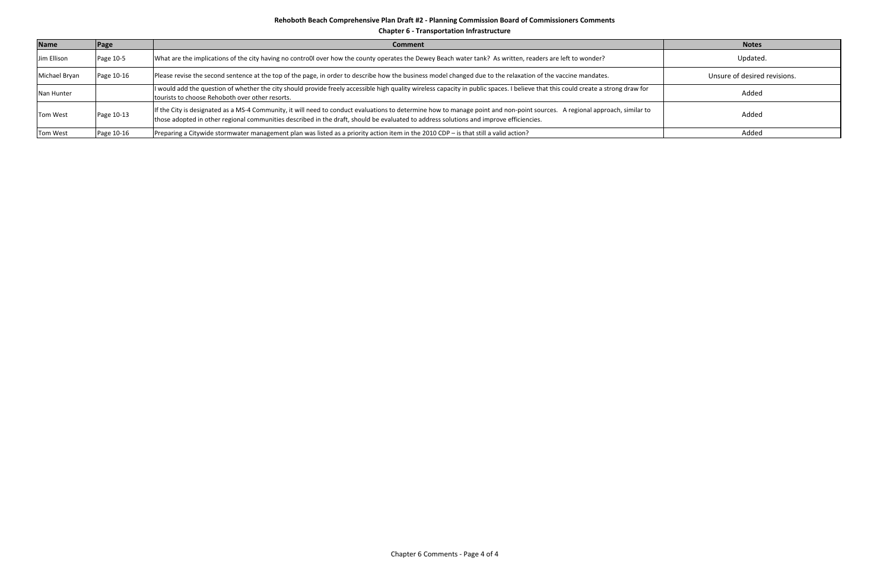**Rehoboth Beach Comprehensive Plan Draft #2 - Planning Commission Board of Commissioners Comments**

**Chapter 6 - Transportation Infrastructure**

| Name | Page | Comment | Notes |
|---|---|---|---|
| Jim Ellison | Page 10-5 | What are the implications of the city having no contro0l over how the county operates the Dewey Beach water tank? As written, readers are left to wonder? | Updated. |
| Michael Bryan | Page 10-16 | Please revise the second sentence at the top of the page, in order to describe how the business model changed due to the relaxation of the vaccine mandates. | Unsure of desired revisions. |
| Nan Hunter | | I would add the question of whether the city should provide freely accessible high quality wireless capacity in public spaces. I believe that this could create a strong draw for tourists to choose Rehoboth over other resorts. | Added |
| Tom West | Page 10-13 | If the City is designated as a MS-4 Community, it will need to conduct evaluations to determine how to manage point and non-point sources. A regional approach, similar to those adopted in other regional communities described in the draft, should be evaluated to address solutions and improve efficiencies. | Added |
| Tom West | Page 10-16 | Preparing a Citywide stormwater management plan was listed as a priority action item in the 2010 CDP – is that still a valid action? | Added |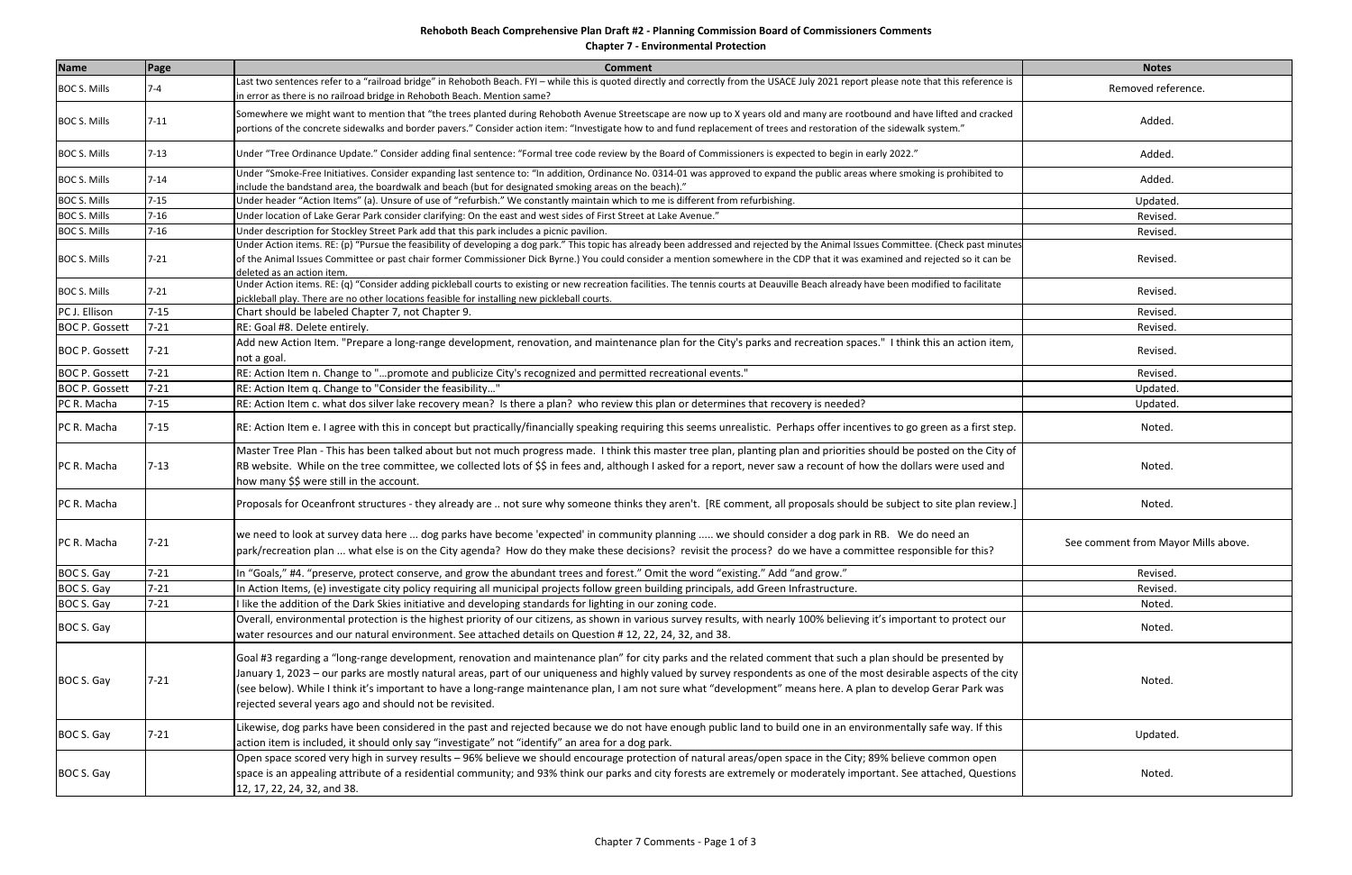# Rehoboth Beach Comprehensive Plan Draft #2 - Planning Commission Board of Commissioners Comments

## Chapter 7 - Environmental Protection

| Name | Page | Comment | Notes |
|---|---|---|---|
| BOC S. Mills | 7-4 | Last two sentences refer to a "railroad bridge" in Rehoboth Beach. FYI – while this is quoted directly and correctly from the USACE July 2021 report please note that this reference is in error as there is no railroad bridge in Rehoboth Beach. Mention same? | Removed reference. |
| BOC S. Mills | 7-11 | Somewhere we might want to mention that "the trees planted during Rehoboth Avenue Streetscape are now up to X years old and many are rootbound and have lifted and cracked portions of the concrete sidewalks and border pavers." Consider action item: "Investigate how to and fund replacement of trees and restoration of the sidewalk system." | Added. |
| BOC S. Mills | 7-13 | Under "Tree Ordinance Update." Consider adding final sentence: "Formal tree code review by the Board of Commissioners is expected to begin in early 2022." | Added. |
| BOC S. Mills | 7-14 | Under "Smoke-Free Initiatives. Consider expanding last sentence to: "In addition, Ordinance No. 0314-01 was approved to expand the public areas where smoking is prohibited to include the bandstand area, the boardwalk and beach (but for designated smoking areas on the beach)." | Added. |
| BOC S. Mills | 7-15 | Under header "Action Items" (a). Unsure of use of "refurbish." We constantly maintain which to me is different from refurbishing. | Updated. |
| BOC S. Mills | 7-16 | Under location of Lake Gerar Park consider clarifying: On the east and west sides of First Street at Lake Avenue." | Revised. |
| BOC S. Mills | 7-16 | Under description for Stockley Street Park add that this park includes a picnic pavilion. | Revised. |
| BOC S. Mills | 7-21 | Under Action items. RE: (p) "Pursue the feasibility of developing a dog park." This topic has already been addressed and rejected by the Animal Issues Committee. (Check past minutes of the Animal Issues Committee or past chair former Commissioner Dick Byrne.) You could consider a mention somewhere in the CDP that it was examined and rejected so it can be deleted as an action item. | Revised. |
| BOC S. Mills | 7-21 | Under Action items. RE: (q) "Consider adding pickleball courts to existing or new recreation facilities. The tennis courts at Deauville Beach already have been modified to facilitate pickleball play. There are no other locations feasible for installing new pickleball courts. | Revised. |
| PC J. Ellison | 7-15 | Chart should be labeled Chapter 7, not Chapter 9. | Revised. |
| BOC P. Gossett | 7-21 | RE: Goal #8. Delete entirely. | Revised. |
| BOC P. Gossett | 7-21 | Add new Action Item. "Prepare a long-range development, renovation, and maintenance plan for the City's parks and recreation spaces." I think this an action item, not a goal. | Revised. |
| BOC P. Gossett | 7-21 | RE: Action Item n. Change to "...promote and publicize City's recognized and permitted recreational events." | Revised. |
| BOC P. Gossett | 7-21 | RE: Action Item q. Change to "Consider the feasibility..." | Updated. |
| PC R. Macha | 7-15 | RE: Action Item c. what dos silver lake recovery mean? Is there a plan? who review this plan or determines that recovery is needed? | Updated. |
| PC R. Macha | 7-15 | RE: Action Item e. I agree with this in concept but practically/financially speaking requiring this seems unrealistic. Perhaps offer incentives to go green as a first step. | Noted. |
| PC R. Macha | 7-13 | Master Tree Plan - This has been talked about but not much progress made. I think this master tree plan, planting plan and priorities should be posted on the City of RB website. While on the tree committee, we collected lots of $$ in fees and, although I asked for a report, never saw a recount of how the dollars were used and how many $$ were still in the account. | Noted. |
| PC R. Macha | | Proposals for Oceanfront structures - they already are .. not sure why someone thinks they aren't. [RE comment, all proposals should be subject to site plan review.] | Noted. |
| PC R. Macha | 7-21 | we need to look at survey data here ... dog parks have become 'expected' in community planning ..... we should consider a dog park in RB. We do need an park/recreation plan ... what else is on the City agenda? How do they make these decisions? revisit the process? do we have a committee responsible for this? | See comment from Mayor Mills above. |
| BOC S. Gay | 7-21 | In "Goals," #4. "preserve, protect conserve, and grow the abundant trees and forest." Omit the word "existing." Add "and grow." | Revised. |
| BOC S. Gay | 7-21 | In Action Items, (e) investigate city policy requiring all municipal projects follow green building principals, add Green Infrastructure. | Revised. |
| BOC S. Gay | 7-21 | I like the addition of the Dark Skies initiative and developing standards for lighting in our zoning code. | Noted. |
| BOC S. Gay | | Overall, environmental protection is the highest priority of our citizens, as shown in various survey results, with nearly 100% believing it's important to protect our water resources and our natural environment. See attached details on Question # 12, 22, 24, 32, and 38. | Noted. |
| BOC S. Gay | 7-21 | Goal #3 regarding a "long-range development, renovation and maintenance plan" for city parks and the related comment that such a plan should be presented by January 1, 2023 – our parks are mostly natural areas, part of our uniqueness and highly valued by survey respondents as one of the most desirable aspects of the city (see below). While I think it's important to have a long-range maintenance plan, I am not sure what "development" means here. A plan to develop Gerar Park was rejected several years ago and should not be revisited. | Noted. |
| BOC S. Gay | 7-21 | Likewise, dog parks have been considered in the past and rejected because we do not have enough public land to build one in an environmentally safe way. If this action item is included, it should only say "investigate" not "identify" an area for a dog park. | Updated. |
| BOC S. Gay | | Open space scored very high in survey results – 96% believe we should encourage protection of natural areas/open space in the City; 89% believe common open space is an appealing attribute of a residential community; and 93% think our parks and city forests are extremely or moderately important. See attached, Questions 12, 17, 22, 24, 32, and 38. | Noted. |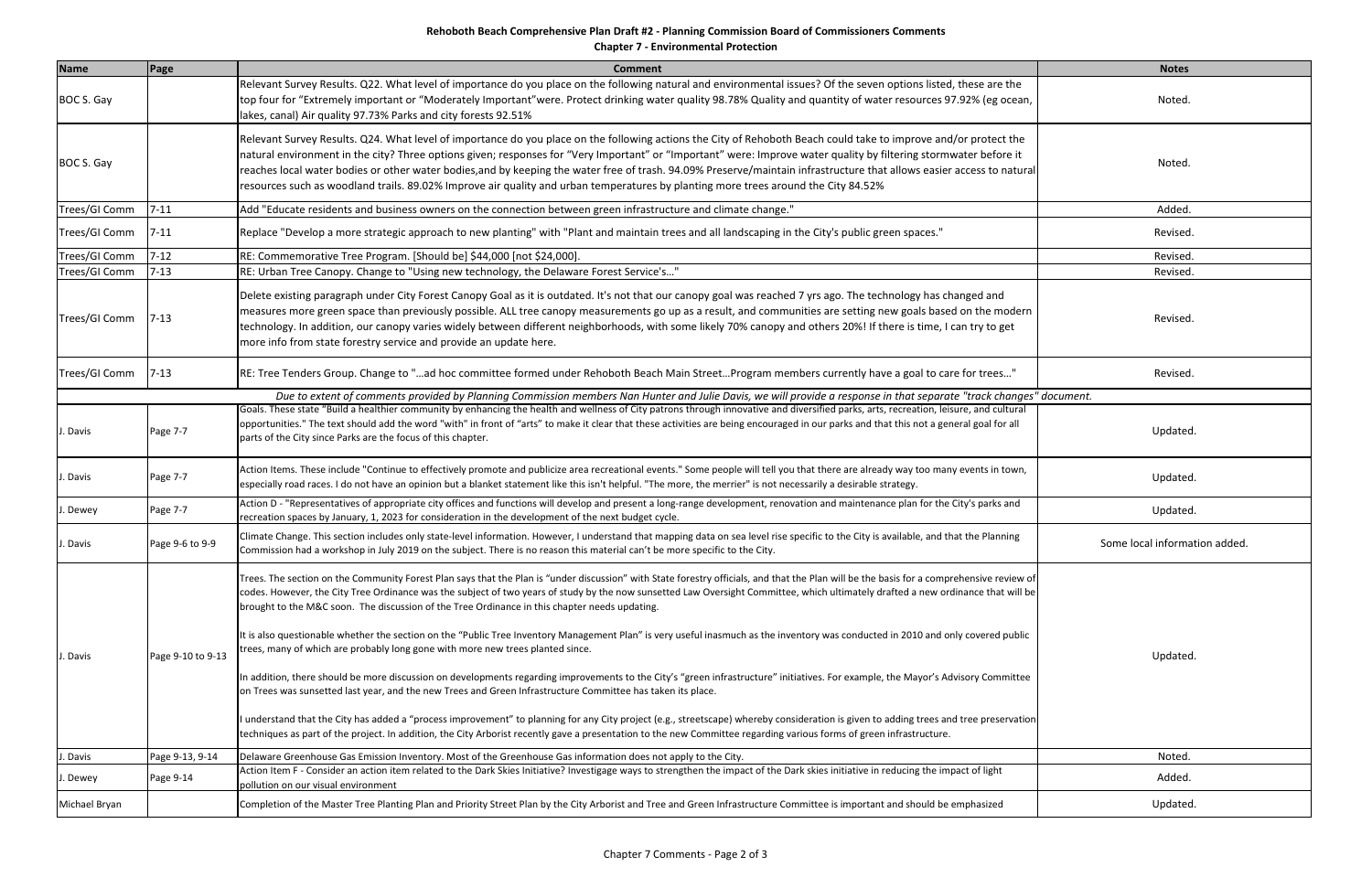# Rehoboth Beach Comprehensive Plan Draft #2 - Planning Commission Board of Commissioners Comments

## Chapter 7 - Environmental Protection

| Name | Page | Comment | Notes |
|---|---|---|---|
| BOC S. Gay | | Relevant Survey Results. Q22. What level of importance do you place on the following natural and environmental issues? Of the seven options listed, these are the top four for "Extremely important or "Moderately Important"were. Protect drinking water quality 98.78% Quality and quantity of water resources 97.92% (eg ocean, lakes, canal) Air quality 97.73% Parks and city forests 92.51% | Noted. |
| BOC S. Gay | | Relevant Survey Results. Q24. What level of importance do you place on the following actions the City of Rehoboth Beach could take to improve and/or protect the natural environment in the city? Three options given; responses for "Very Important" or "Important" were: Improve water quality by filtering stormwater before it reaches local water bodies or other water bodies,and by keeping the water free of trash. 94.09% Preserve/maintain infrastructure that allows easier access to natural resources such as woodland trails. 89.02% Improve air quality and urban temperatures by planting more trees around the City 84.52% | Noted. |
| Trees/GI Comm | 7-11 | Add "Educate residents and business owners on the connection between green infrastructure and climate change." | Added. |
| Trees/GI Comm | 7-11 | Replace "Develop a more strategic approach to new planting" with "Plant and maintain trees and all landscaping in the City's public green spaces." | Revised. |
| Trees/GI Comm | 7-12 | RE: Commemorative Tree Program. [Should be] $44,000 [not $24,000]. | Revised. |
| Trees/GI Comm | 7-13 | RE: Urban Tree Canopy. Change to "Using new technology, the Delaware Forest Service's…" | Revised. |
| Trees/GI Comm | 7-13 | Delete existing paragraph under City Forest Canopy Goal as it is outdated. It's not that our canopy goal was reached 7 yrs ago. The technology has changed and measures more green space than previously possible. ALL tree canopy measurements go up as a result, and communities are setting new goals based on the modern technology. In addition, our canopy varies widely between different neighborhoods, with some likely 70% canopy and others 20%! If there is time, I can try to get more info from state forestry service and provide an update here. | Revised. |
| Trees/GI Comm | 7-13 | RE: Tree Tenders Group. Change to "…ad hoc committee formed under Rehoboth Beach Main Street…Program members currently have a goal to care for trees…" | Revised. |
| *Due to extent of comments provided by Planning Commission members Nan Hunter and Julie Davis, we will provide a response in that separate "track changes" document.* | | | |
| J. Davis | Page 7-7 | Goals. These state "Build a healthier community by enhancing the health and wellness of City patrons through innovative and diversified parks, arts, recreation, leisure, and cultural opportunities." The text should add the word "with" in front of "arts" to make it clear that these activities are being encouraged in our parks and that this not a general goal for all parts of the City since Parks are the focus of this chapter. | Updated. |
| J. Davis | Page 7-7 | Action Items. These include "Continue to effectively promote and publicize area recreational events." Some people will tell you that there are already way too many events in town, especially road races. I do not have an opinion but a blanket statement like this isn't helpful. "The more, the merrier" is not necessarily a desirable strategy. | Updated. |
| J. Dewey | Page 7-7 | Action D - "Representatives of appropriate city offices and functions will develop and present a long-range development, renovation and maintenance plan for the City's parks and recreation spaces by January, 1, 2023 for consideration in the development of the next budget cycle. | Updated. |
| J. Davis | Page 9-6 to 9-9 | Climate Change. This section includes only state-level information. However, I understand that mapping data on sea level rise specific to the City is available, and that the Planning Commission had a workshop in July 2019 on the subject. There is no reason this material can't be more specific to the City. | Some local information added. |
| J. Davis | Page 9-10 to 9-13 | Trees. The section on the Community Forest Plan says that the Plan is "under discussion" with State forestry officials, and that the Plan will be the basis for a comprehensive review of codes. However, the City Tree Ordinance was the subject of two years of study by the now sunsetted Law Oversight Committee, which ultimately drafted a new ordinance that will be brought to the M&C soon. The discussion of the Tree Ordinance in this chapter needs updating.<br><br>It is also questionable whether the section on the "Public Tree Inventory Management Plan" is very useful inasmuch as the inventory was conducted in 2010 and only covered public trees, many of which are probably long gone with more new trees planted since.<br><br>In addition, there should be more discussion on developments regarding improvements to the City's "green infrastructure" initiatives. For example, the Mayor's Advisory Committee on Trees was sunsetted last year, and the new Trees and Green Infrastructure Committee has taken its place.<br><br>I understand that the City has added a "process improvement" to planning for any City project (e.g., streetscape) whereby consideration is given to adding trees and tree preservation techniques as part of the project. In addition, the City Arborist recently gave a presentation to the new Committee regarding various forms of green infrastructure. | Updated. |
| J. Davis | Page 9-13, 9-14 | Delaware Greenhouse Gas Emission Inventory. Most of the Greenhouse Gas information does not apply to the City. | Noted. |
| J. Dewey | Page 9-14 | Action Item F - Consider an action item related to the Dark Skies Initiative? Investigage ways to strengthen the impact of the Dark skies initiative in reducing the impact of light pollution on our visual environment | Added. |
| Michael Bryan | | Completion of the Master Tree Planting Plan and Priority Street Plan by the City Arborist and Tree and Green Infrastructure Committee is important and should be emphasized | Updated. |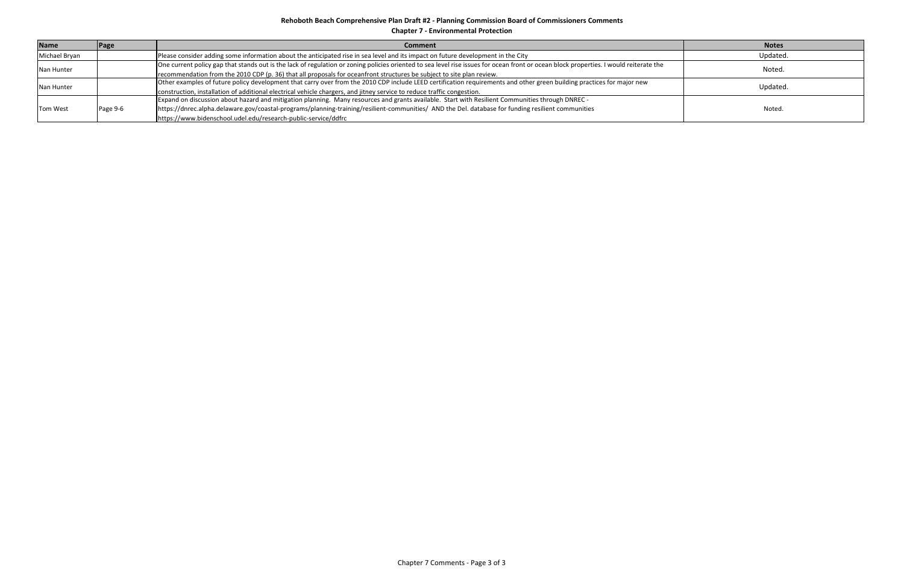**Rehoboth Beach Comprehensive Plan Draft #2 - Planning Commission Board of Commissioners Comments**

**Chapter 7 - Environmental Protection**

| Name | Page | Comment | Notes |
|---|---|---|---|
| Michael Bryan | | Please consider adding some information about the anticipated rise in sea level and its impact on future development in the City | Updated. |
| Nan Hunter | | One current policy gap that stands out is the lack of regulation or zoning policies oriented to sea level rise issues for ocean front or ocean block properties. I would reiterate the recommendation from the 2010 CDP (p. 36) that all proposals for oceanfront structures be subject to site plan review. | Noted. |
| Nan Hunter | | Other examples of future policy development that carry over from the 2010 CDP include LEED certification requirements and other green building practices for major new construction, installation of additional electrical vehicle chargers, and jitney service to reduce traffic congestion. | Updated. |
| Tom West | Page 9-6 | Expand on discussion about hazard and mitigation planning. Many resources and grants available. Start with Resilient Communities through DNREC - https://dnrec.alpha.delaware.gov/coastal-programs/planning-training/resilient-communities/ AND the Del. database for funding resilient communities https://www.bidenschool.udel.edu/research-public-service/ddfrc | Noted. |